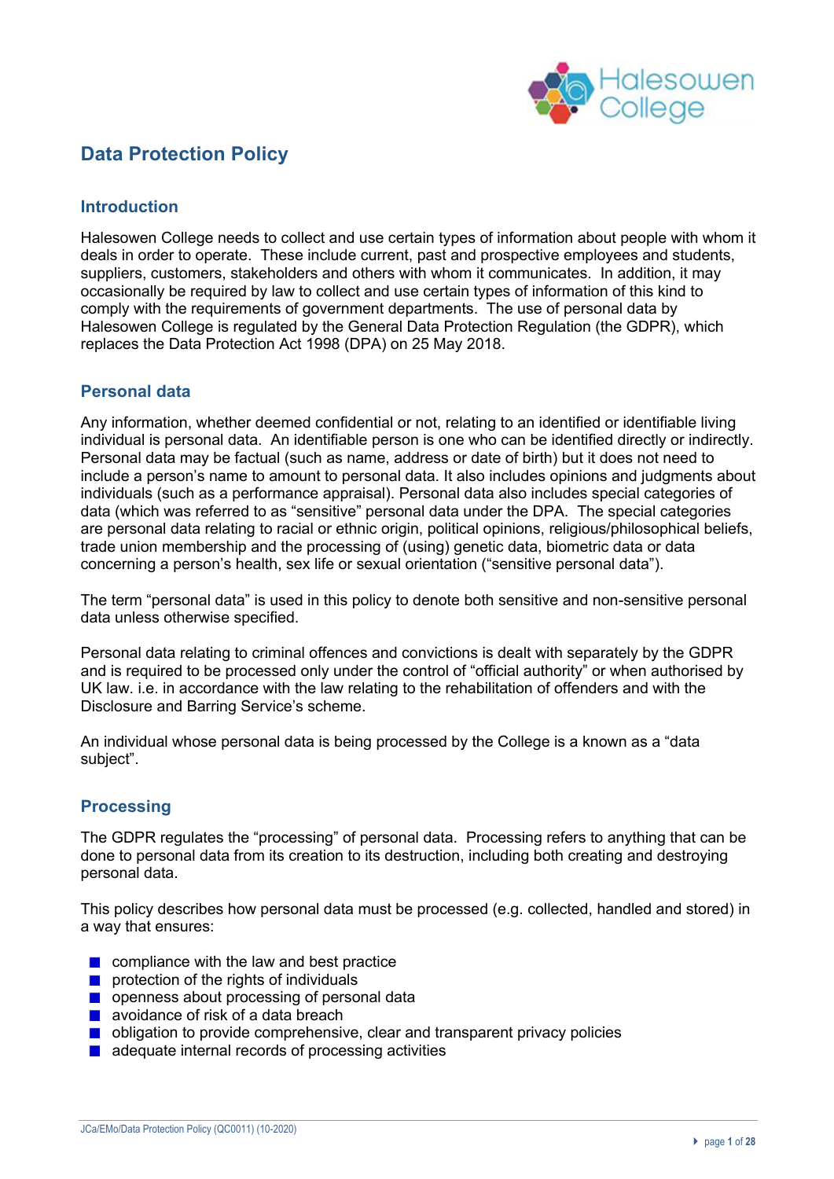# Data Protection Policy

## Introduction

Halesowen College needs to collect and use certain types of information about people with whom it deals in order to operate. These include current, past and prospective employees and students, suppliers, customers, stakeholders and others with whom it communicates. In addition, it may occasionally be required by law to collect and use certain types of information of this kind to comply with the requirements of government departments. The use of personal data by Halesowen College is regulated by the General Data Protection Regulation (the GDPR), which replaces the Data Protection Act 1998 (DPA) on 25 May 2018.

## Personal data

Any information, whether deemed confidential or not, relating to an identified or identifiable living individual is personal data. An identifiable person is one who can be identified directly or indirectly. Personal data may be factual (such as name, address or date of birth) but it does not need to include a person's name to amount to personal data. It also includes opinions and judgments about individuals (such as a performance appraisal). Personal data also includes special categories of data (which was referred to as "sensitive" personal data under the DPA. The special categories are personal data relating to racial or ethnic origin, political opinions, religious/philosophical beliefs, trade union membership and the processing of (using) genetic data, biometric data or data concerning a person's health, sex life or sexual orientation ("sensitive personal data").

The term "personal data" is used in this policy to denote both sensitive and non-sensitive personal data unless otherwise specified.

Personal data relating to criminal offences and convictions is dealt with separately by the GDPR and is required to be processed only under the control of "official authority" or when authorised by UK law. i.e. in accordance with the law relating to the rehabilitation of offenders and with the Disclosure and Barring Service's scheme.

An individual whose personal data is being processed by the College is a known as a "data subject".

## Processing

The GDPR regulates the "processing" of personal data. Processing refers to anything that can be done to personal data from its creation to its destruction, including both creating and destroying personal data.

This policy describes how personal data must be processed (e.g. collected, handled and stored) in a way that ensures:

- compliance with the law and best practice
- protection of the rights of individuals
- openness about processing of personal data
- avoidance of risk of a data breach
- obligation to provide comprehensive, clear and transparent privacy policies
- adequate internal records of processing activities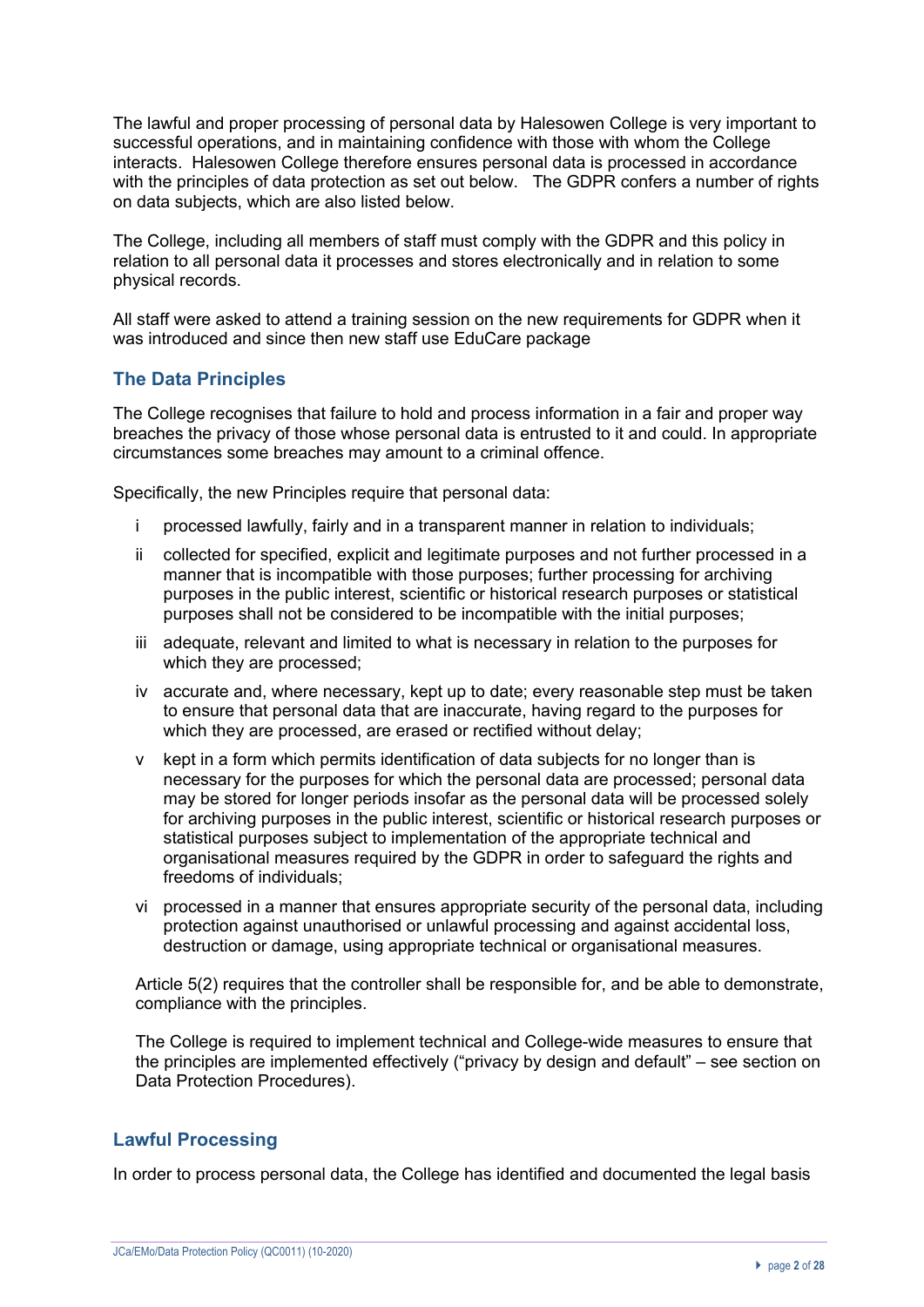The lawful and proper processing of personal data by Halesowen College is very important to successful operations, and in maintaining confidence with those with whom the College interacts. Halesowen College therefore ensures personal data is processed in accordance with the principles of data protection as set out below. The GDPR confers a number of rights on data subjects, which are also listed below.

The College, including all members of staff must comply with the GDPR and this policy in relation to all personal data it processes and stores electronically and in relation to some physical records.

All staff were asked to attend a training session on the new requirements for GDPR when it was introduced and since then new staff use EduCare package

## The Data Principles

The College recognises that failure to hold and process information in a fair and proper way breaches the privacy of those whose personal data is entrusted to it and could. In appropriate circumstances some breaches may amount to a criminal offence.

Specifically, the new Principles require that personal data:

i processed lawfully, fairly and in a transparent manner in relation to individuals;

ii collected for specified, explicit and legitimate purposes and not further processed in a manner that is incompatible with those purposes; further processing for archiving purposes in the public interest, scientific or historical research purposes or statistical purposes shall not be considered to be incompatible with the initial purposes;

iii adequate, relevant and limited to what is necessary in relation to the purposes for which they are processed;

iv accurate and, where necessary, kept up to date; every reasonable step must be taken to ensure that personal data that are inaccurate, having regard to the purposes for which they are processed, are erased or rectified without delay;

v kept in a form which permits identification of data subjects for no longer than is necessary for the purposes for which the personal data are processed; personal data may be stored for longer periods insofar as the personal data will be processed solely for archiving purposes in the public interest, scientific or historical research purposes or statistical purposes subject to implementation of the appropriate technical and organisational measures required by the GDPR in order to safeguard the rights and freedoms of individuals;

vi processed in a manner that ensures appropriate security of the personal data, including protection against unauthorised or unlawful processing and against accidental loss, destruction or damage, using appropriate technical or organisational measures.

Article 5(2) requires that the controller shall be responsible for, and be able to demonstrate, compliance with the principles.

The College is required to implement technical and College-wide measures to ensure that the principles are implemented effectively ("privacy by design and default" – see section on Data Protection Procedures).

## Lawful Processing

In order to process personal data, the College has identified and documented the legal basis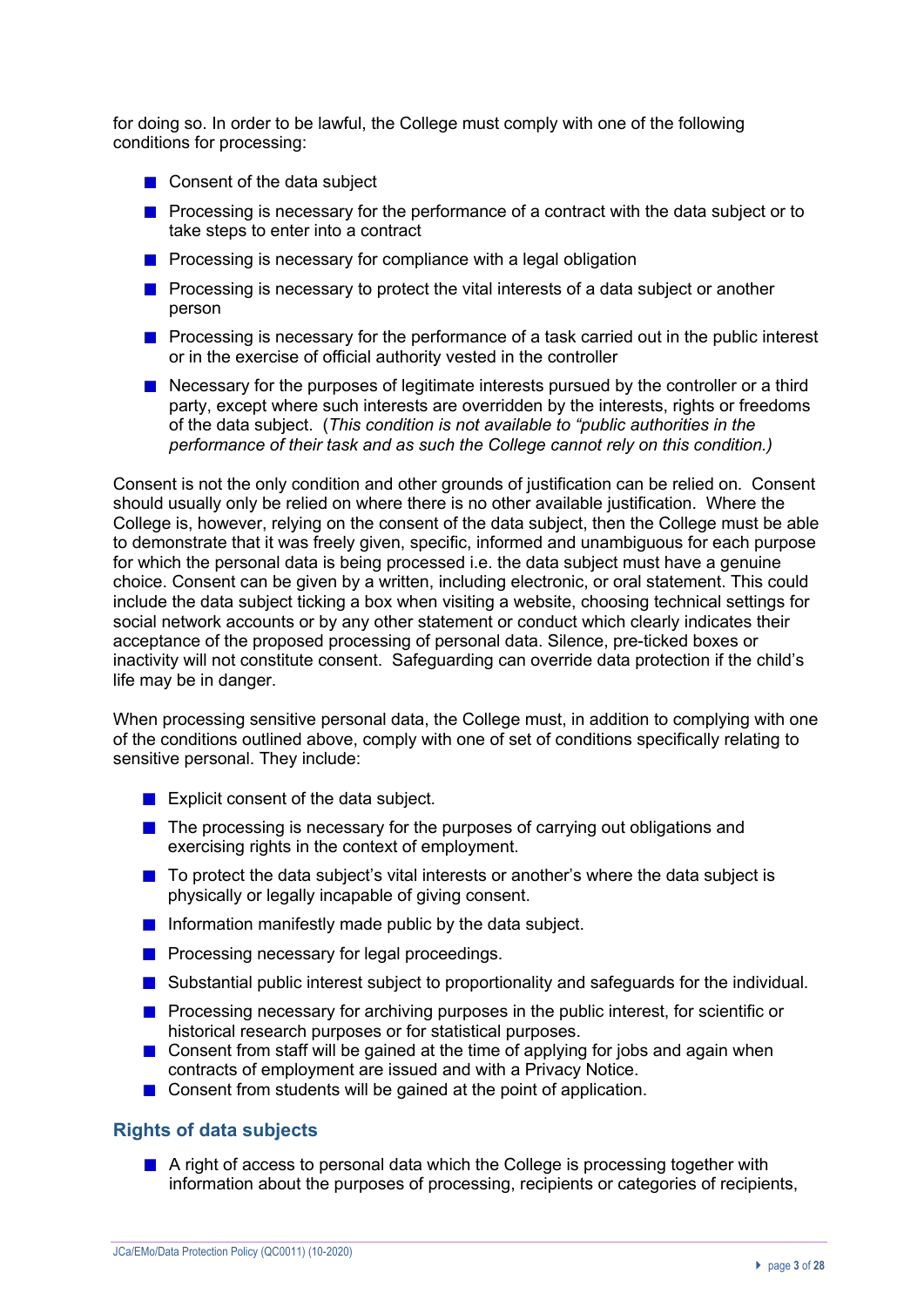for doing so. In order to be lawful, the College must comply with one of the following conditions for processing:

- Consent of the data subject
- Processing is necessary for the performance of a contract with the data subject or to take steps to enter into a contract
- Processing is necessary for compliance with a legal obligation
- Processing is necessary to protect the vital interests of a data subject or another person
- Processing is necessary for the performance of a task carried out in the public interest or in the exercise of official authority vested in the controller
- Necessary for the purposes of legitimate interests pursued by the controller or a third party, except where such interests are overridden by the interests, rights or freedoms of the data subject. (*This condition is not available to "public authorities in the performance of their task and as such the College cannot rely on this condition.)*

Consent is not the only condition and other grounds of justification can be relied on. Consent should usually only be relied on where there is no other available justification. Where the College is, however, relying on the consent of the data subject, then the College must be able to demonstrate that it was freely given, specific, informed and unambiguous for each purpose for which the personal data is being processed i.e. the data subject must have a genuine choice. Consent can be given by a written, including electronic, or oral statement. This could include the data subject ticking a box when visiting a website, choosing technical settings for social network accounts or by any other statement or conduct which clearly indicates their acceptance of the proposed processing of personal data. Silence, pre-ticked boxes or inactivity will not constitute consent. Safeguarding can override data protection if the child's life may be in danger.

When processing sensitive personal data, the College must, in addition to complying with one of the conditions outlined above, comply with one of set of conditions specifically relating to sensitive personal. They include:

- Explicit consent of the data subject.
- The processing is necessary for the purposes of carrying out obligations and exercising rights in the context of employment.
- To protect the data subject's vital interests or another's where the data subject is physically or legally incapable of giving consent.
- Information manifestly made public by the data subject.
- Processing necessary for legal proceedings.
- Substantial public interest subject to proportionality and safeguards for the individual.
- Processing necessary for archiving purposes in the public interest, for scientific or historical research purposes or for statistical purposes.
- Consent from staff will be gained at the time of applying for jobs and again when contracts of employment are issued and with a Privacy Notice.
- Consent from students will be gained at the point of application.

## Rights of data subjects

- A right of access to personal data which the College is processing together with information about the purposes of processing, recipients or categories of recipients,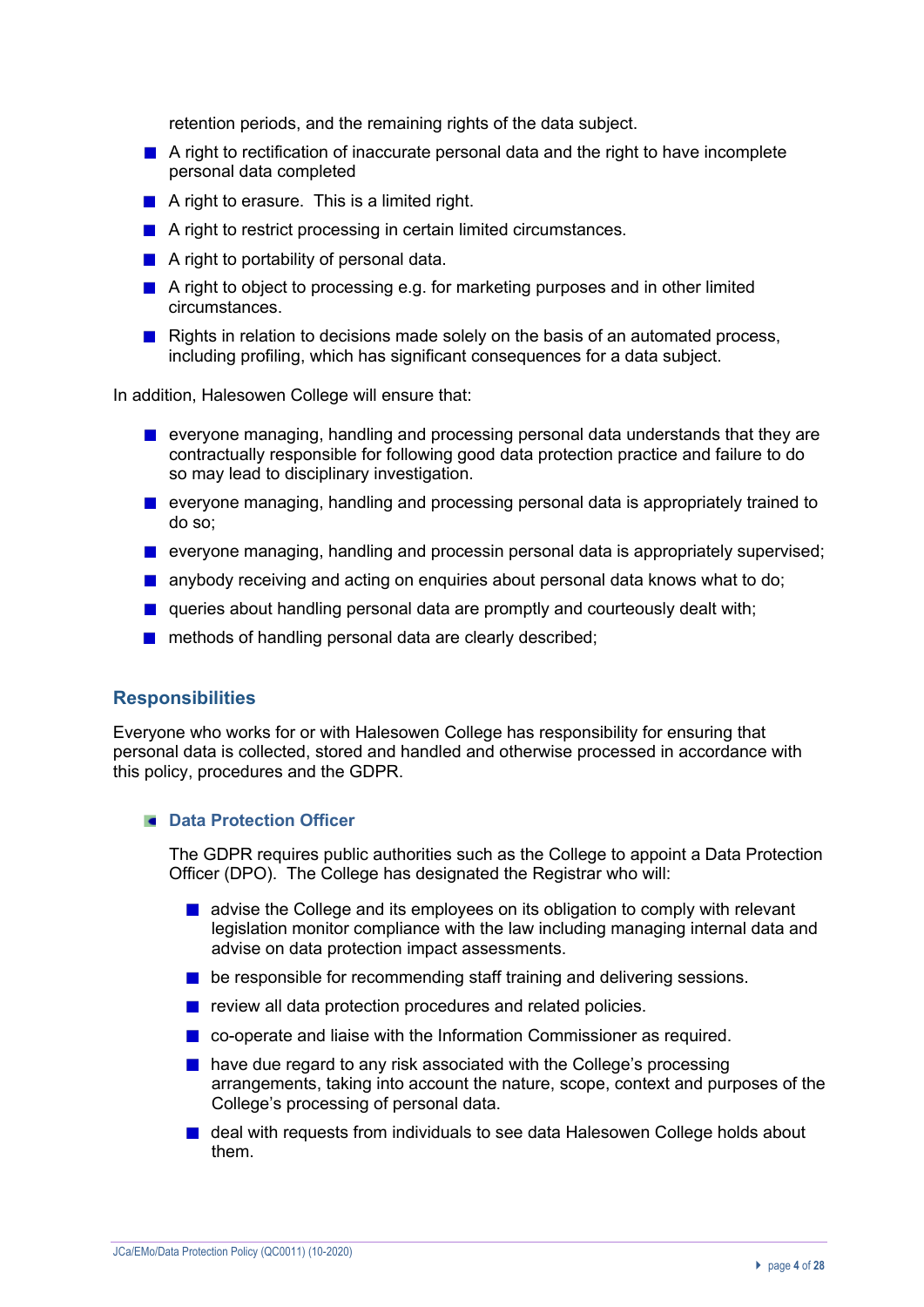retention periods, and the remaining rights of the data subject.

- A right to rectification of inaccurate personal data and the right to have incomplete personal data completed
- A right to erasure. This is a limited right.
- A right to restrict processing in certain limited circumstances.
- A right to portability of personal data.
- A right to object to processing e.g. for marketing purposes and in other limited circumstances.
- Rights in relation to decisions made solely on the basis of an automated process, including profiling, which has significant consequences for a data subject.

In addition, Halesowen College will ensure that:

- everyone managing, handling and processing personal data understands that they are contractually responsible for following good data protection practice and failure to do so may lead to disciplinary investigation.
- everyone managing, handling and processing personal data is appropriately trained to do so;
- everyone managing, handling and processin personal data is appropriately supervised;
- anybody receiving and acting on enquiries about personal data knows what to do;
- queries about handling personal data are promptly and courteously dealt with;
- methods of handling personal data are clearly described;

## Responsibilities

Everyone who works for or with Halesowen College has responsibility for ensuring that personal data is collected, stored and handled and otherwise processed in accordance with this policy, procedures and the GDPR.

### Data Protection Officer

The GDPR requires public authorities such as the College to appoint a Data Protection Officer (DPO). The College has designated the Registrar who will:

- advise the College and its employees on its obligation to comply with relevant legislation monitor compliance with the law including managing internal data and advise on data protection impact assessments.
- be responsible for recommending staff training and delivering sessions.
- review all data protection procedures and related policies.
- co-operate and liaise with the Information Commissioner as required.
- have due regard to any risk associated with the College's processing arrangements, taking into account the nature, scope, context and purposes of the College's processing of personal data.
- deal with requests from individuals to see data Halesowen College holds about them.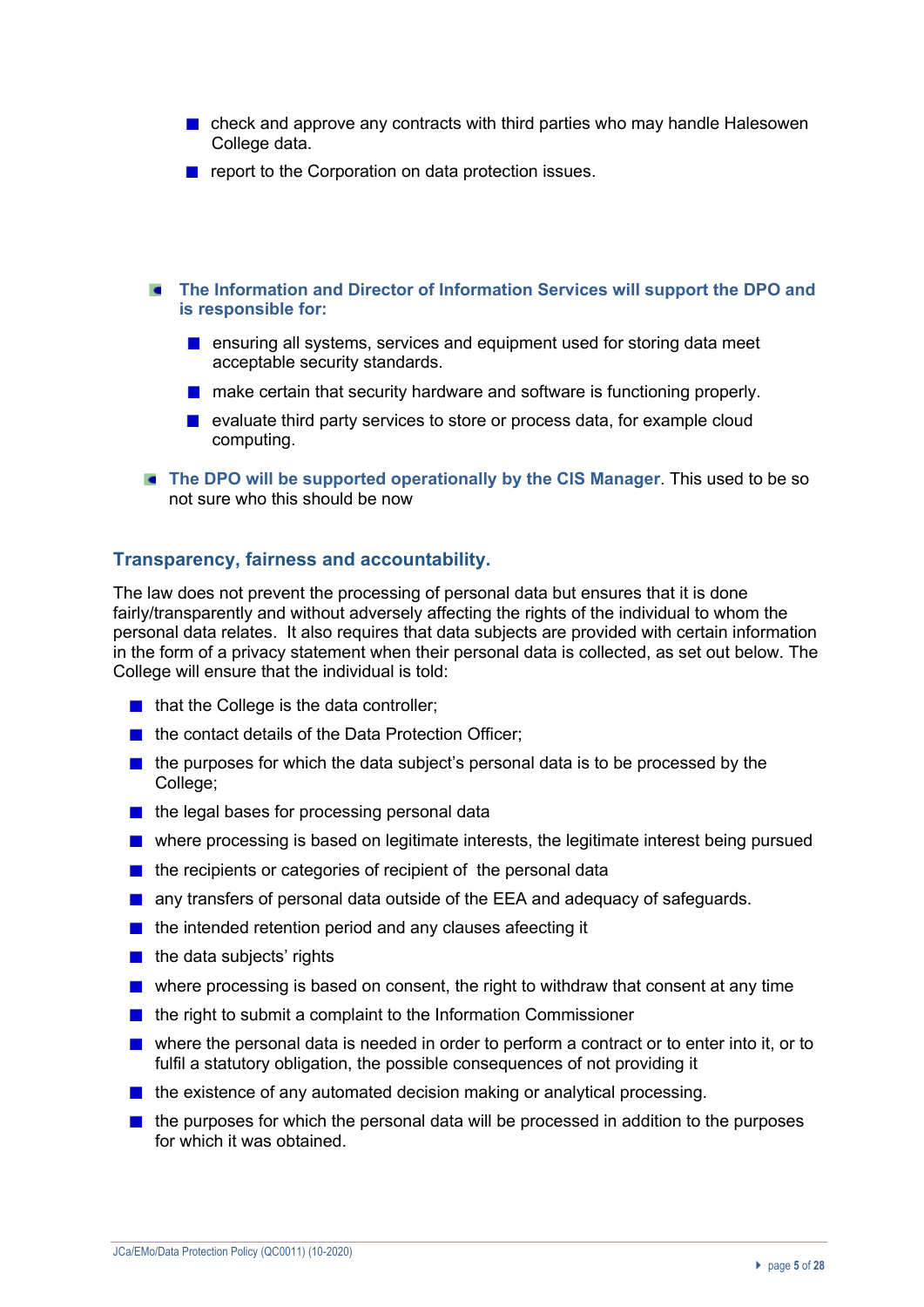- check and approve any contracts with third parties who may handle Halesowen College data.
- report to the Corporation on data protection issues.

- **The Information and Director of Information Services will support the DPO and is responsible for:**
  - ensuring all systems, services and equipment used for storing data meet acceptable security standards.
  - make certain that security hardware and software is functioning properly.
  - evaluate third party services to store or process data, for example cloud computing.
- **The DPO will be supported operationally by the CIS Manager**. This used to be so not sure who this should be now

## Transparency, fairness and accountability.

The law does not prevent the processing of personal data but ensures that it is done fairly/transparently and without adversely affecting the rights of the individual to whom the personal data relates. It also requires that data subjects are provided with certain information in the form of a privacy statement when their personal data is collected, as set out below. The College will ensure that the individual is told:

- that the College is the data controller;
- the contact details of the Data Protection Officer;
- the purposes for which the data subject's personal data is to be processed by the College;
- the legal bases for processing personal data
- where processing is based on legitimate interests, the legitimate interest being pursued
- the recipients or categories of recipient of the personal data
- any transfers of personal data outside of the EEA and adequacy of safeguards.
- the intended retention period and any clauses afeecting it
- the data subjects' rights
- where processing is based on consent, the right to withdraw that consent at any time
- the right to submit a complaint to the Information Commissioner
- where the personal data is needed in order to perform a contract or to enter into it, or to fulfil a statutory obligation, the possible consequences of not providing it
- the existence of any automated decision making or analytical processing.
- the purposes for which the personal data will be processed in addition to the purposes for which it was obtained.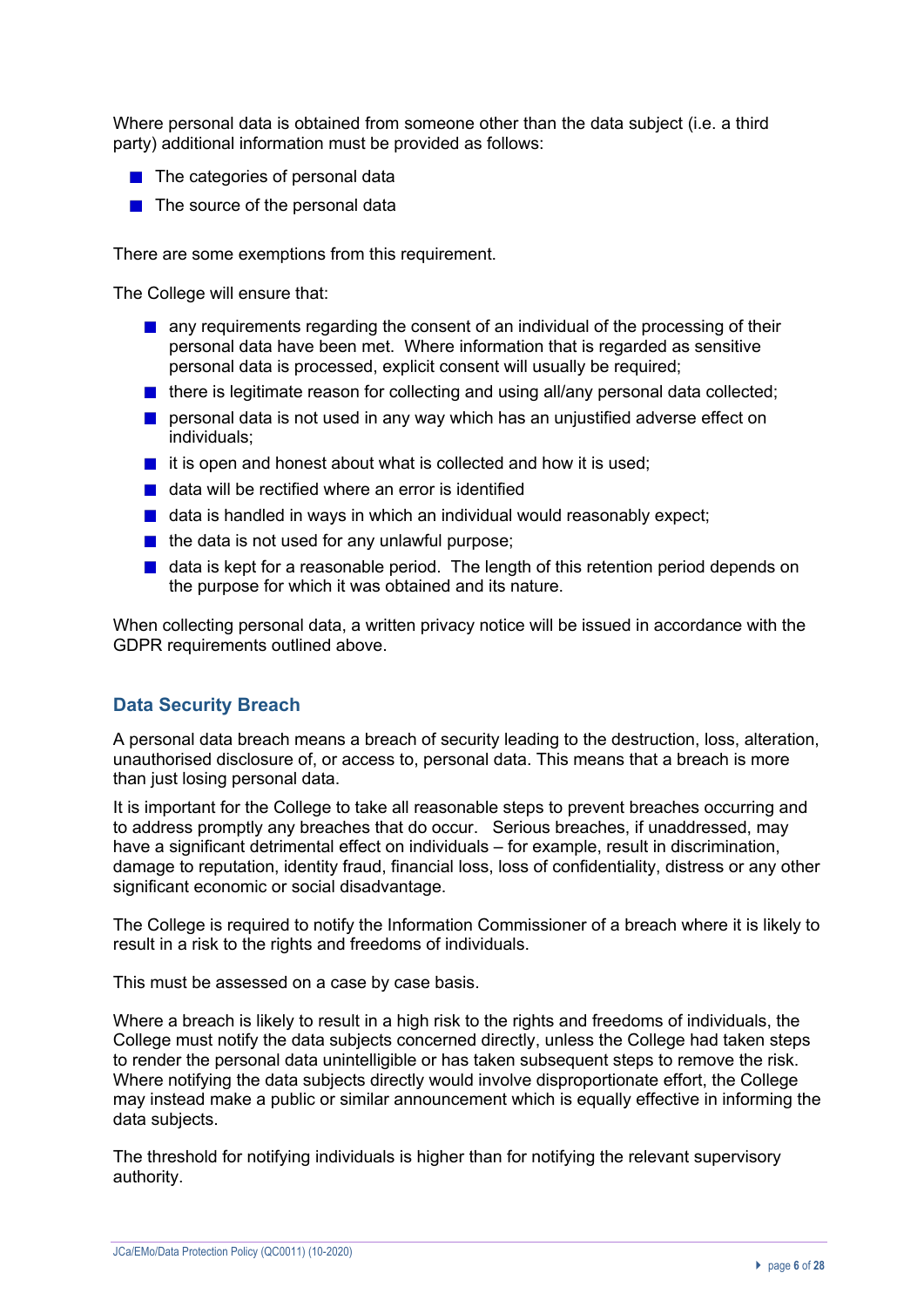Where personal data is obtained from someone other than the data subject (i.e. a third party) additional information must be provided as follows:

- The categories of personal data
- The source of the personal data

There are some exemptions from this requirement.

The College will ensure that:

- any requirements regarding the consent of an individual of the processing of their personal data have been met. Where information that is regarded as sensitive personal data is processed, explicit consent will usually be required;
- there is legitimate reason for collecting and using all/any personal data collected;
- personal data is not used in any way which has an unjustified adverse effect on individuals;
- it is open and honest about what is collected and how it is used;
- data will be rectified where an error is identified
- data is handled in ways in which an individual would reasonably expect;
- the data is not used for any unlawful purpose;
- data is kept for a reasonable period. The length of this retention period depends on the purpose for which it was obtained and its nature.

When collecting personal data, a written privacy notice will be issued in accordance with the GDPR requirements outlined above.

## Data Security Breach

A personal data breach means a breach of security leading to the destruction, loss, alteration, unauthorised disclosure of, or access to, personal data. This means that a breach is more than just losing personal data.

It is important for the College to take all reasonable steps to prevent breaches occurring and to address promptly any breaches that do occur. Serious breaches, if unaddressed, may have a significant detrimental effect on individuals – for example, result in discrimination, damage to reputation, identity fraud, financial loss, loss of confidentiality, distress or any other significant economic or social disadvantage.

The College is required to notify the Information Commissioner of a breach where it is likely to result in a risk to the rights and freedoms of individuals.

This must be assessed on a case by case basis.

Where a breach is likely to result in a high risk to the rights and freedoms of individuals, the College must notify the data subjects concerned directly, unless the College had taken steps to render the personal data unintelligible or has taken subsequent steps to remove the risk. Where notifying the data subjects directly would involve disproportionate effort, the College may instead make a public or similar announcement which is equally effective in informing the data subjects.

The threshold for notifying individuals is higher than for notifying the relevant supervisory authority.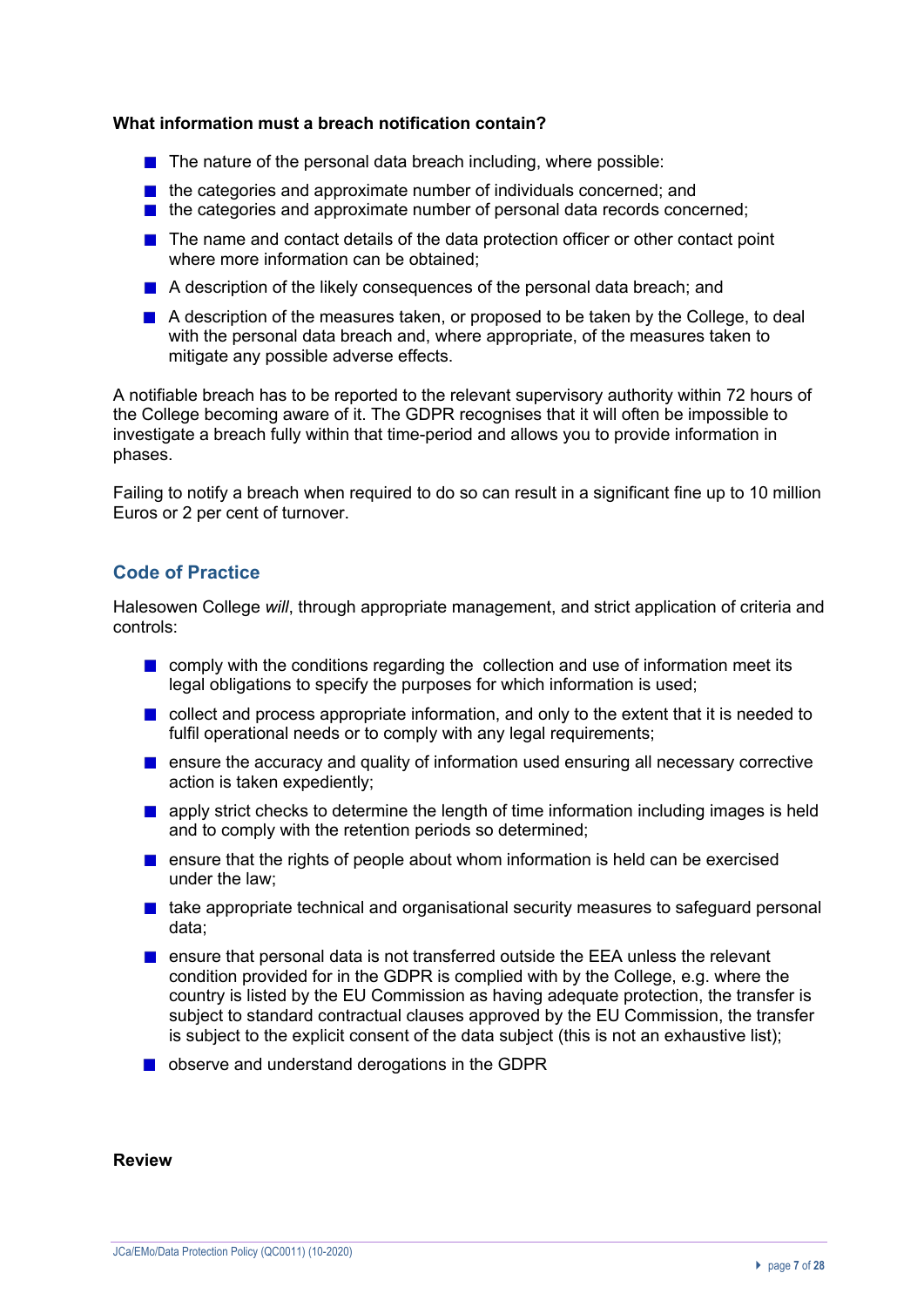**What information must a breach notification contain?**

- The nature of the personal data breach including, where possible:
- the categories and approximate number of individuals concerned; and
- the categories and approximate number of personal data records concerned;
- The name and contact details of the data protection officer or other contact point where more information can be obtained;
- A description of the likely consequences of the personal data breach; and
- A description of the measures taken, or proposed to be taken by the College, to deal with the personal data breach and, where appropriate, of the measures taken to mitigate any possible adverse effects.

A notifiable breach has to be reported to the relevant supervisory authority within 72 hours of the College becoming aware of it. The GDPR recognises that it will often be impossible to investigate a breach fully within that time-period and allows you to provide information in phases.

Failing to notify a breach when required to do so can result in a significant fine up to 10 million Euros or 2 per cent of turnover.

## Code of Practice

Halesowen College *will*, through appropriate management, and strict application of criteria and controls:

- comply with the conditions regarding the collection and use of information meet its legal obligations to specify the purposes for which information is used;
- collect and process appropriate information, and only to the extent that it is needed to fulfil operational needs or to comply with any legal requirements;
- ensure the accuracy and quality of information used ensuring all necessary corrective action is taken expediently;
- apply strict checks to determine the length of time information including images is held and to comply with the retention periods so determined;
- ensure that the rights of people about whom information is held can be exercised under the law;
- take appropriate technical and organisational security measures to safeguard personal data;
- ensure that personal data is not transferred outside the EEA unless the relevant condition provided for in the GDPR is complied with by the College, e.g. where the country is listed by the EU Commission as having adequate protection, the transfer is subject to standard contractual clauses approved by the EU Commission, the transfer is subject to the explicit consent of the data subject (this is not an exhaustive list);
- observe and understand derogations in the GDPR

**Review**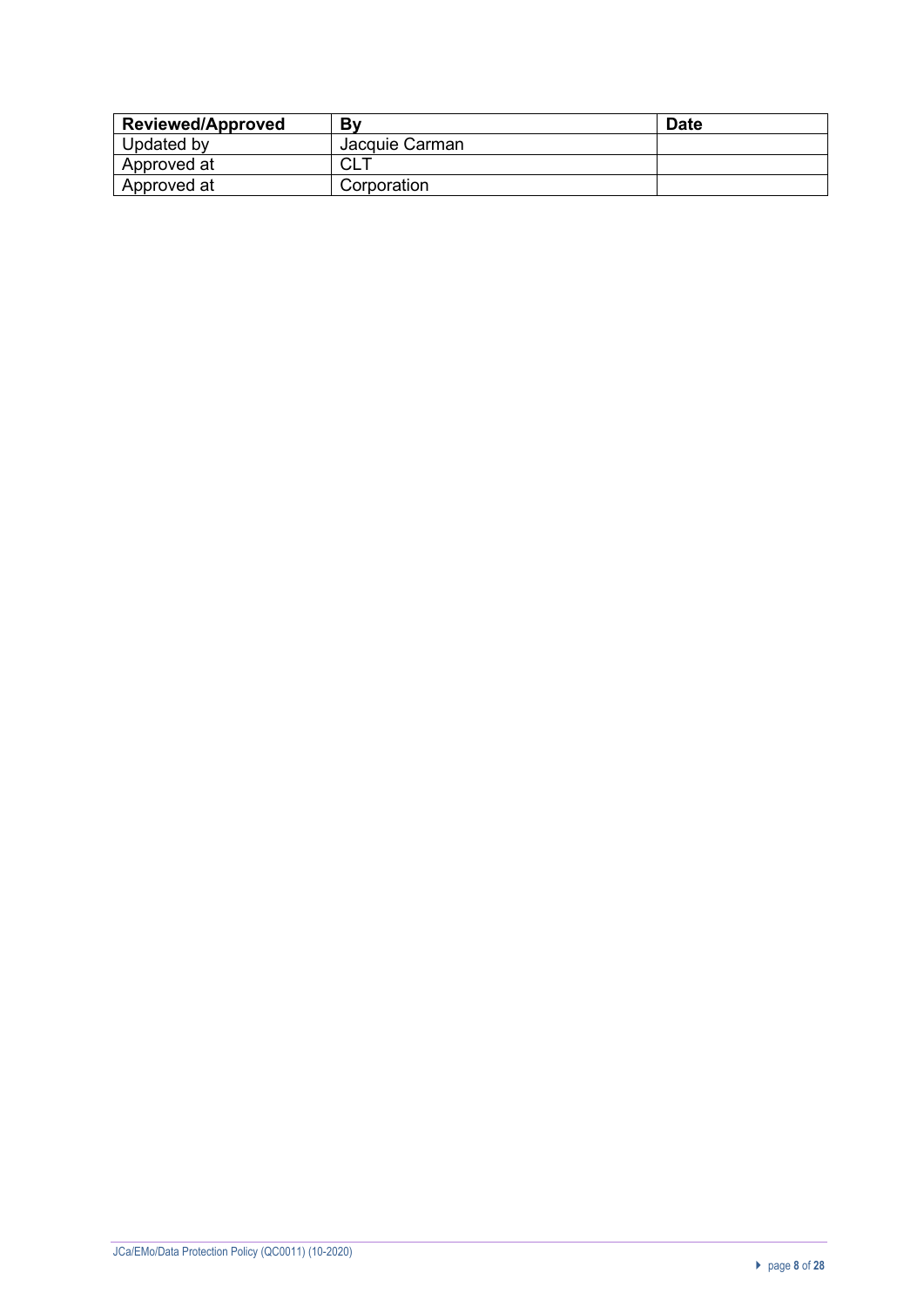| Reviewed/Approved | By | Date |
| --- | --- | --- |
| Updated by | Jacquie Carman | |
| Approved at | CLT | |
| Approved at | Corporation | |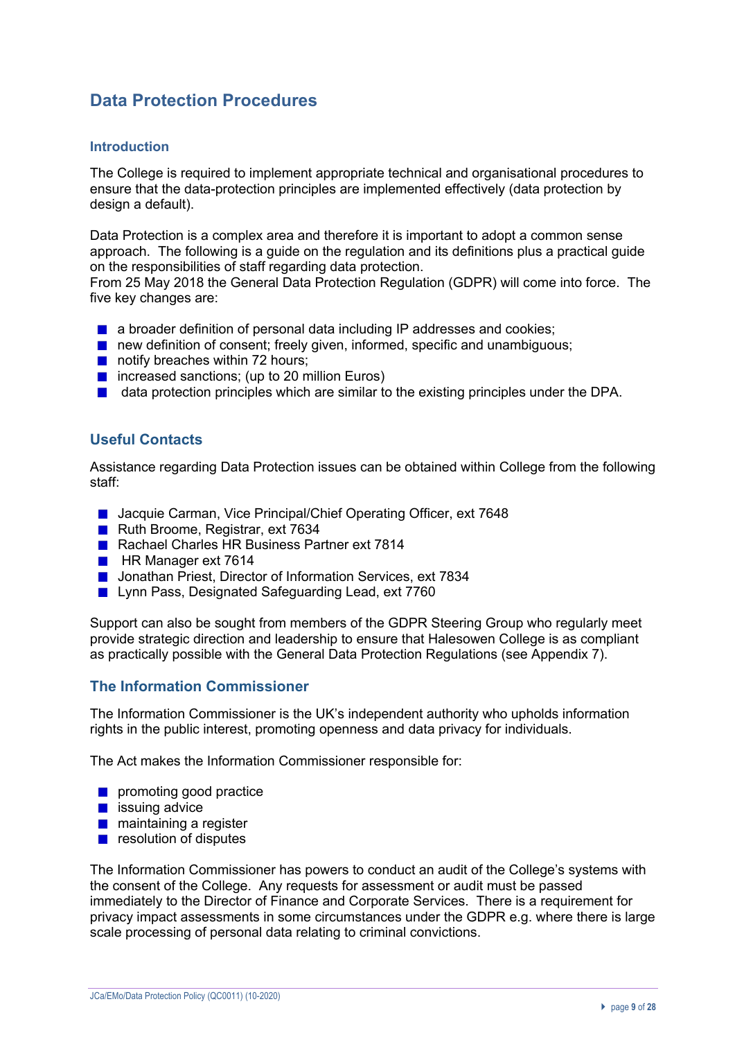# Data Protection Procedures

## Introduction

The College is required to implement appropriate technical and organisational procedures to ensure that the data-protection principles are implemented effectively (data protection by design a default).

Data Protection is a complex area and therefore it is important to adopt a common sense approach. The following is a guide on the regulation and its definitions plus a practical guide on the responsibilities of staff regarding data protection.
From 25 May 2018 the General Data Protection Regulation (GDPR) will come into force. The five key changes are:

- a broader definition of personal data including IP addresses and cookies;
- new definition of consent; freely given, informed, specific and unambiguous;
- notify breaches within 72 hours;
- increased sanctions; (up to 20 million Euros)
- data protection principles which are similar to the existing principles under the DPA.

## Useful Contacts

Assistance regarding Data Protection issues can be obtained within College from the following staff:

- Jacquie Carman, Vice Principal/Chief Operating Officer, ext 7648
- Ruth Broome, Registrar, ext 7634
- Rachael Charles HR Business Partner ext 7814
- HR Manager ext 7614
- Jonathan Priest, Director of Information Services, ext 7834
- Lynn Pass, Designated Safeguarding Lead, ext 7760

Support can also be sought from members of the GDPR Steering Group who regularly meet provide strategic direction and leadership to ensure that Halesowen College is as compliant as practically possible with the General Data Protection Regulations (see Appendix 7).

## The Information Commissioner

The Information Commissioner is the UK's independent authority who upholds information rights in the public interest, promoting openness and data privacy for individuals.

The Act makes the Information Commissioner responsible for:

- promoting good practice
- issuing advice
- maintaining a register
- resolution of disputes

The Information Commissioner has powers to conduct an audit of the College's systems with the consent of the College. Any requests for assessment or audit must be passed immediately to the Director of Finance and Corporate Services. There is a requirement for privacy impact assessments in some circumstances under the GDPR e.g. where there is large scale processing of personal data relating to criminal convictions.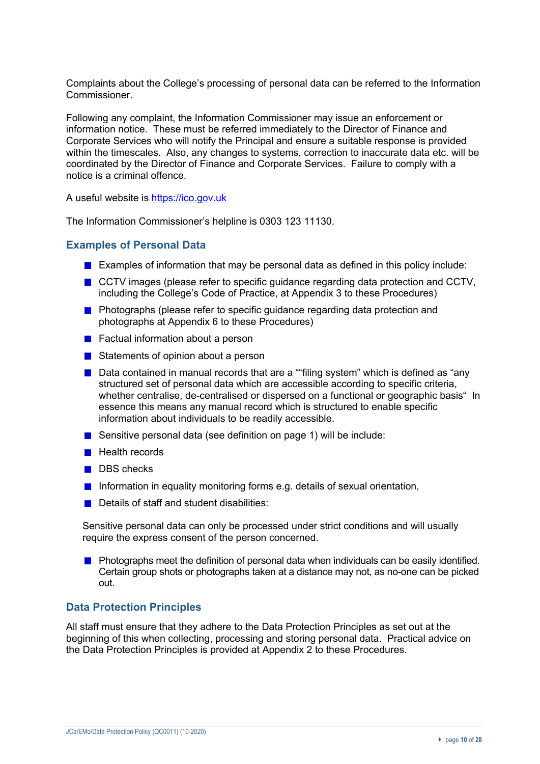Complaints about the College's processing of personal data can be referred to the Information Commissioner.

Following any complaint, the Information Commissioner may issue an enforcement or information notice. These must be referred immediately to the Director of Finance and Corporate Services who will notify the Principal and ensure a suitable response is provided within the timescales. Also, any changes to systems, correction to inaccurate data etc. will be coordinated by the Director of Finance and Corporate Services. Failure to comply with a notice is a criminal offence.

A useful website is https://ico.gov.uk

The Information Commissioner's helpline is 0303 123 11130.

## Examples of Personal Data

- Examples of information that may be personal data as defined in this policy include:
- CCTV images (please refer to specific guidance regarding data protection and CCTV, including the College's Code of Practice, at Appendix 3 to these Procedures)
- Photographs (please refer to specific guidance regarding data protection and photographs at Appendix 6 to these Procedures)
- Factual information about a person
- Statements of opinion about a person
- Data contained in manual records that are a ""filing system" which is defined as "any structured set of personal data which are accessible according to specific criteria, whether centralise, de-centralised or dispersed on a functional or geographic basis" In essence this means any manual record which is structured to enable specific information about individuals to be readily accessible.
- Sensitive personal data (see definition on page 1) will be include:
- Health records
- DBS checks
- Information in equality monitoring forms e.g. details of sexual orientation,
- Details of staff and student disabilities:

Sensitive personal data can only be processed under strict conditions and will usually require the express consent of the person concerned.

- Photographs meet the definition of personal data when individuals can be easily identified. Certain group shots or photographs taken at a distance may not, as no-one can be picked out.

## Data Protection Principles

All staff must ensure that they adhere to the Data Protection Principles as set out at the beginning of this when collecting, processing and storing personal data. Practical advice on the Data Protection Principles is provided at Appendix 2 to these Procedures.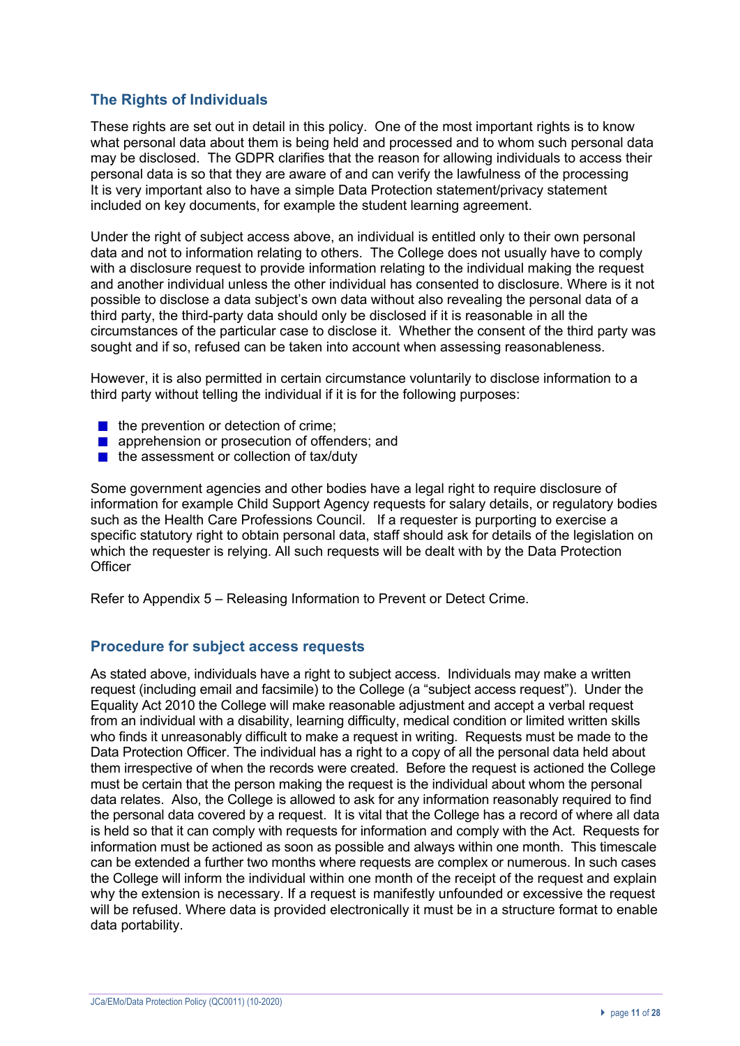## The Rights of Individuals

These rights are set out in detail in this policy. One of the most important rights is to know what personal data about them is being held and processed and to whom such personal data may be disclosed. The GDPR clarifies that the reason for allowing individuals to access their personal data is so that they are aware of and can verify the lawfulness of the processing It is very important also to have a simple Data Protection statement/privacy statement included on key documents, for example the student learning agreement.

Under the right of subject access above, an individual is entitled only to their own personal data and not to information relating to others. The College does not usually have to comply with a disclosure request to provide information relating to the individual making the request and another individual unless the other individual has consented to disclosure. Where is it not possible to disclose a data subject's own data without also revealing the personal data of a third party, the third-party data should only be disclosed if it is reasonable in all the circumstances of the particular case to disclose it. Whether the consent of the third party was sought and if so, refused can be taken into account when assessing reasonableness.

However, it is also permitted in certain circumstance voluntarily to disclose information to a third party without telling the individual if it is for the following purposes:

- the prevention or detection of crime;
- apprehension or prosecution of offenders; and
- the assessment or collection of tax/duty

Some government agencies and other bodies have a legal right to require disclosure of information for example Child Support Agency requests for salary details, or regulatory bodies such as the Health Care Professions Council. If a requester is purporting to exercise a specific statutory right to obtain personal data, staff should ask for details of the legislation on which the requester is relying. All such requests will be dealt with by the Data Protection Officer

Refer to Appendix 5 – Releasing Information to Prevent or Detect Crime.

## Procedure for subject access requests

As stated above, individuals have a right to subject access. Individuals may make a written request (including email and facsimile) to the College (a "subject access request"). Under the Equality Act 2010 the College will make reasonable adjustment and accept a verbal request from an individual with a disability, learning difficulty, medical condition or limited written skills who finds it unreasonably difficult to make a request in writing. Requests must be made to the Data Protection Officer. The individual has a right to a copy of all the personal data held about them irrespective of when the records were created. Before the request is actioned the College must be certain that the person making the request is the individual about whom the personal data relates. Also, the College is allowed to ask for any information reasonably required to find the personal data covered by a request. It is vital that the College has a record of where all data is held so that it can comply with requests for information and comply with the Act. Requests for information must be actioned as soon as possible and always within one month. This timescale can be extended a further two months where requests are complex or numerous. In such cases the College will inform the individual within one month of the receipt of the request and explain why the extension is necessary. If a request is manifestly unfounded or excessive the request will be refused. Where data is provided electronically it must be in a structure format to enable data portability.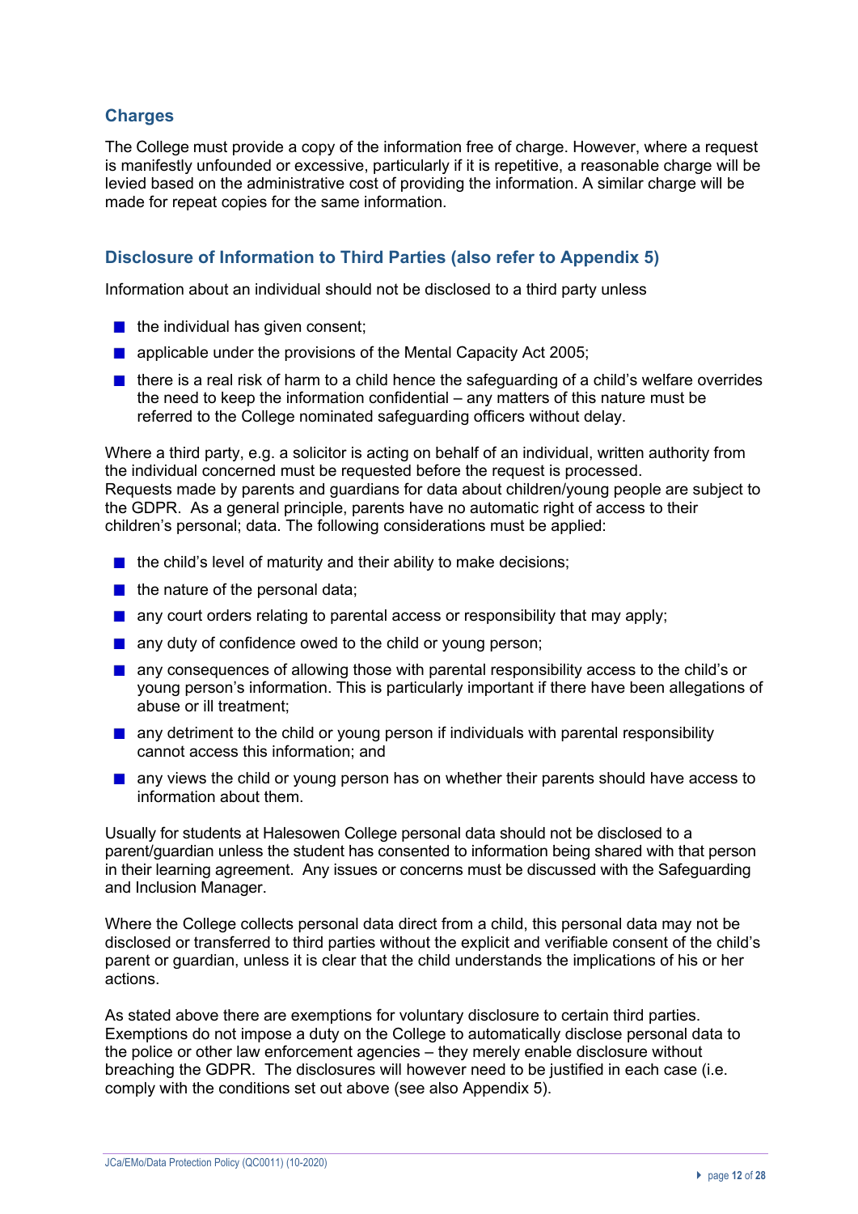## Charges

The College must provide a copy of the information free of charge. However, where a request is manifestly unfounded or excessive, particularly if it is repetitive, a reasonable charge will be levied based on the administrative cost of providing the information. A similar charge will be made for repeat copies for the same information.

## Disclosure of Information to Third Parties (also refer to Appendix 5)

Information about an individual should not be disclosed to a third party unless

- the individual has given consent;
- applicable under the provisions of the Mental Capacity Act 2005;
- there is a real risk of harm to a child hence the safeguarding of a child's welfare overrides the need to keep the information confidential – any matters of this nature must be referred to the College nominated safeguarding officers without delay.

Where a third party, e.g. a solicitor is acting on behalf of an individual, written authority from the individual concerned must be requested before the request is processed.
Requests made by parents and guardians for data about children/young people are subject to the GDPR. As a general principle, parents have no automatic right of access to their children's personal; data. The following considerations must be applied:

- the child's level of maturity and their ability to make decisions;
- the nature of the personal data;
- any court orders relating to parental access or responsibility that may apply;
- any duty of confidence owed to the child or young person;
- any consequences of allowing those with parental responsibility access to the child's or young person's information. This is particularly important if there have been allegations of abuse or ill treatment;
- any detriment to the child or young person if individuals with parental responsibility cannot access this information; and
- any views the child or young person has on whether their parents should have access to information about them.

Usually for students at Halesowen College personal data should not be disclosed to a parent/guardian unless the student has consented to information being shared with that person in their learning agreement. Any issues or concerns must be discussed with the Safeguarding and Inclusion Manager.

Where the College collects personal data direct from a child, this personal data may not be disclosed or transferred to third parties without the explicit and verifiable consent of the child's parent or guardian, unless it is clear that the child understands the implications of his or her actions.

As stated above there are exemptions for voluntary disclosure to certain third parties. Exemptions do not impose a duty on the College to automatically disclose personal data to the police or other law enforcement agencies – they merely enable disclosure without breaching the GDPR. The disclosures will however need to be justified in each case (i.e. comply with the conditions set out above (see also Appendix 5).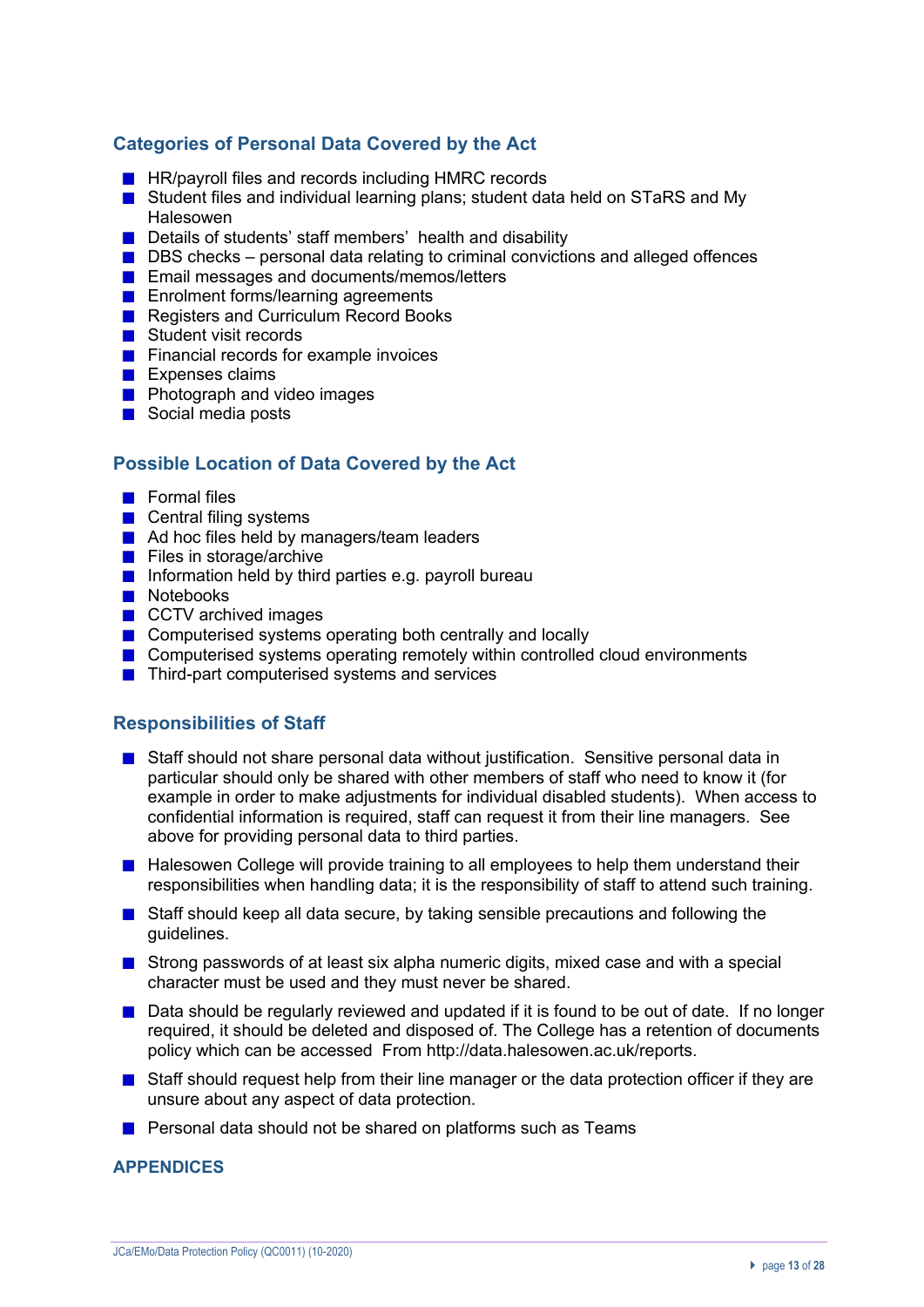## Categories of Personal Data Covered by the Act

- HR/payroll files and records including HMRC records
- Student files and individual learning plans; student data held on STaRS and My Halesowen
- Details of students' staff members'  health and disability
- DBS checks – personal data relating to criminal convictions and alleged offences
- Email messages and documents/memos/letters
- Enrolment forms/learning agreements
- Registers and Curriculum Record Books
- Student visit records
- Financial records for example invoices
- Expenses claims
- Photograph and video images
- Social media posts

## Possible Location of Data Covered by the Act

- Formal files
- Central filing systems
- Ad hoc files held by managers/team leaders
- Files in storage/archive
- Information held by third parties e.g. payroll bureau
- Notebooks
- CCTV archived images
- Computerised systems operating both centrally and locally
- Computerised systems operating remotely within controlled cloud environments
- Third-part computerised systems and services

## Responsibilities of Staff

- Staff should not share personal data without justification.  Sensitive personal data in particular should only be shared with other members of staff who need to know it (for example in order to make adjustments for individual disabled students).  When access to confidential information is required, staff can request it from their line managers.  See above for providing personal data to third parties.
- Halesowen College will provide training to all employees to help them understand their responsibilities when handling data; it is the responsibility of staff to attend such training.
- Staff should keep all data secure, by taking sensible precautions and following the guidelines.
- Strong passwords of at least six alpha numeric digits, mixed case and with a special character must be used and they must never be shared.
- Data should be regularly reviewed and updated if it is found to be out of date.  If no longer required, it should be deleted and disposed of. The College has a retention of documents policy which can be accessed  From http://data.halesowen.ac.uk/reports.
- Staff should request help from their line manager or the data protection officer if they are unsure about any aspect of data protection.
- Personal data should not be shared on platforms such as Teams

## APPENDICES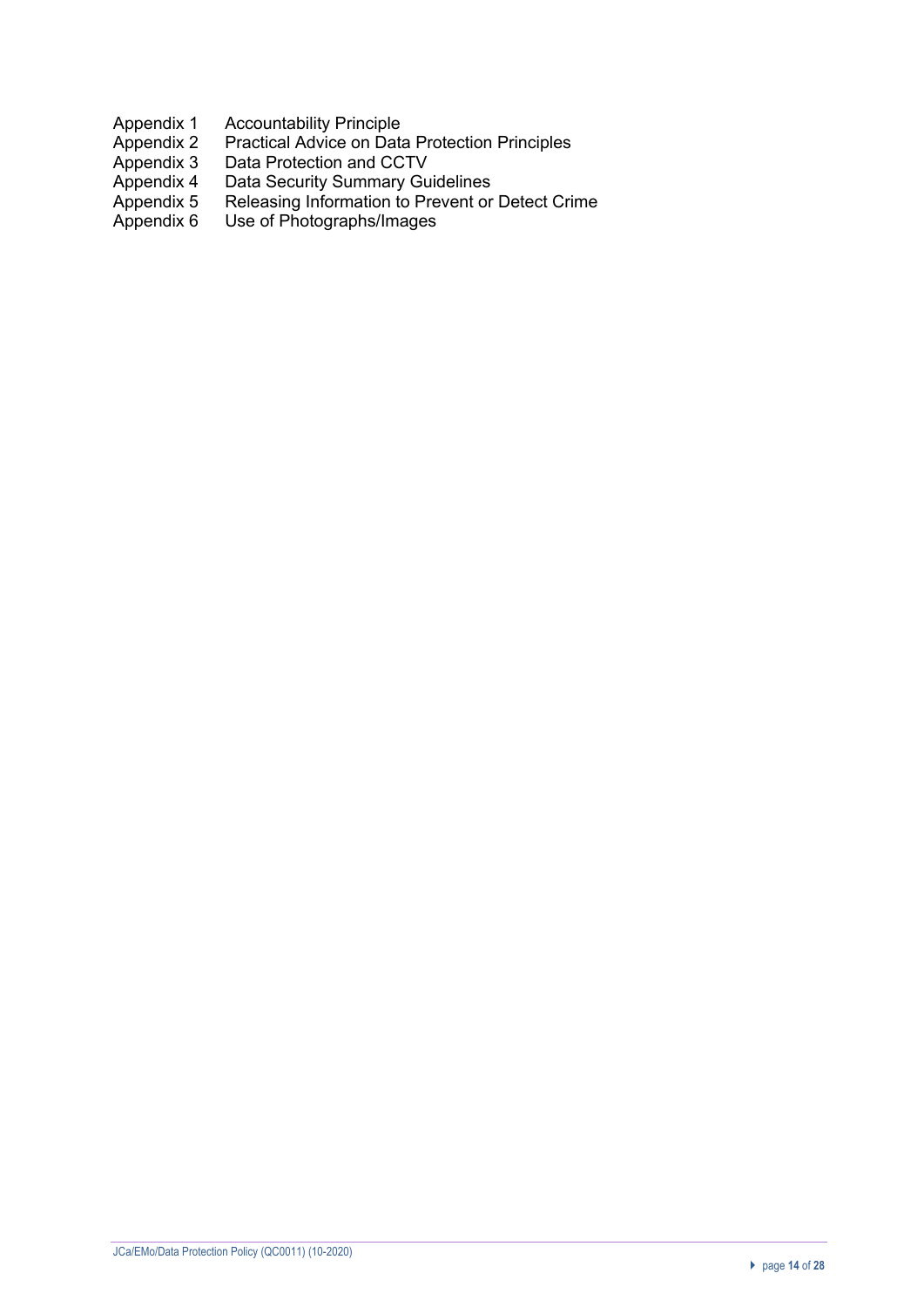Appendix 1 Accountability Principle
Appendix 2 Practical Advice on Data Protection Principles
Appendix 3 Data Protection and CCTV
Appendix 4 Data Security Summary Guidelines
Appendix 5 Releasing Information to Prevent or Detect Crime
Appendix 6 Use of Photographs/Images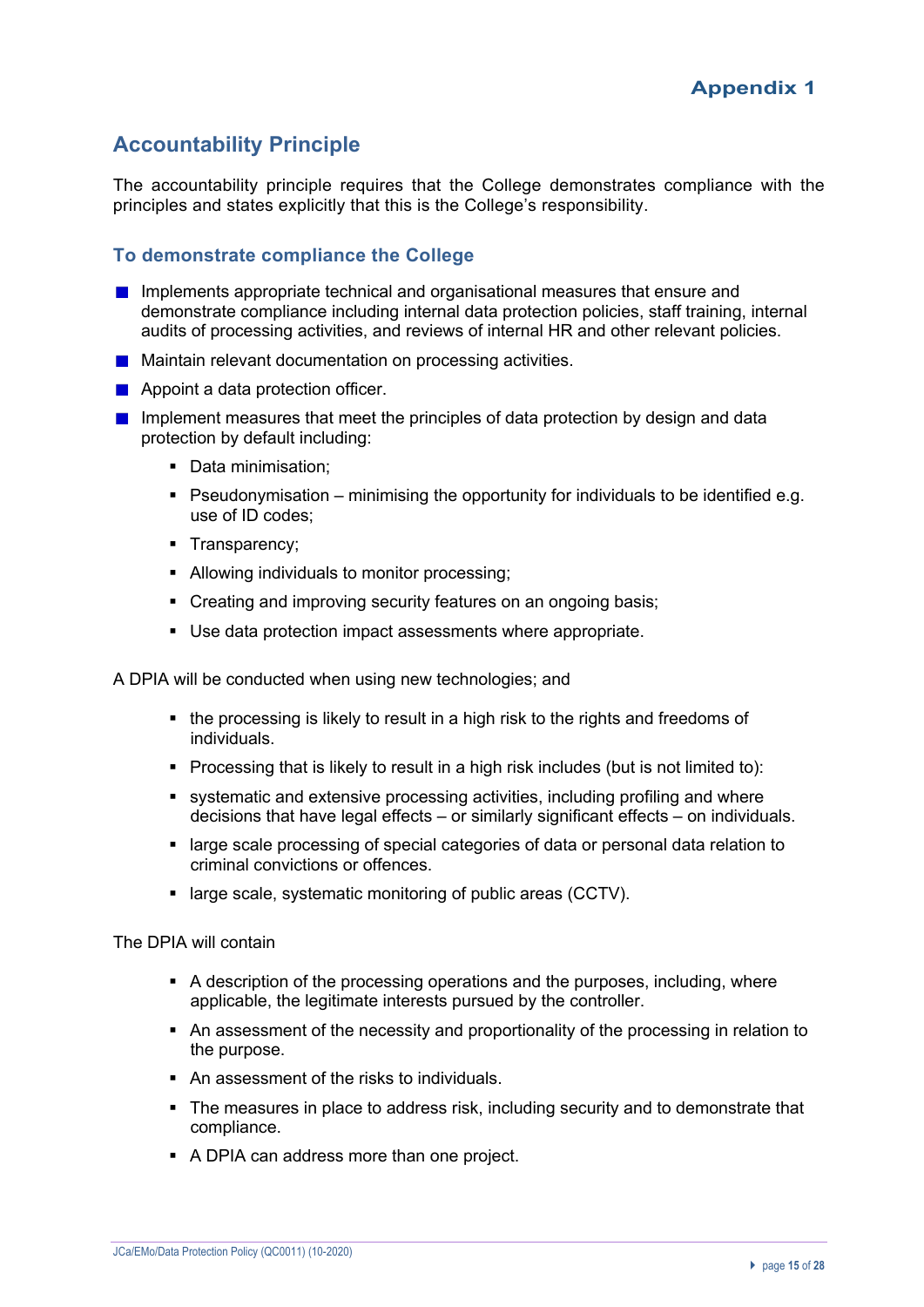**Appendix 1**

## Accountability Principle

The accountability principle requires that the College demonstrates compliance with the principles and states explicitly that this is the College's responsibility.

### To demonstrate compliance the College

- Implements appropriate technical and organisational measures that ensure and demonstrate compliance including internal data protection policies, staff training, internal audits of processing activities, and reviews of internal HR and other relevant policies.
- Maintain relevant documentation on processing activities.
- Appoint a data protection officer.
- Implement measures that meet the principles of data protection by design and data protection by default including:
    - Data minimisation;
    - Pseudonymisation – minimising the opportunity for individuals to be identified e.g. use of ID codes;
    - Transparency;
    - Allowing individuals to monitor processing;
    - Creating and improving security features on an ongoing basis;
    - Use data protection impact assessments where appropriate.

A DPIA will be conducted when using new technologies; and

- the processing is likely to result in a high risk to the rights and freedoms of individuals.
- Processing that is likely to result in a high risk includes (but is not limited to):
- systematic and extensive processing activities, including profiling and where decisions that have legal effects – or similarly significant effects – on individuals.
- large scale processing of special categories of data or personal data relation to criminal convictions or offences.
- large scale, systematic monitoring of public areas (CCTV).

The DPIA will contain

- A description of the processing operations and the purposes, including, where applicable, the legitimate interests pursued by the controller.
- An assessment of the necessity and proportionality of the processing in relation to the purpose.
- An assessment of the risks to individuals.
- The measures in place to address risk, including security and to demonstrate that compliance.
- A DPIA can address more than one project.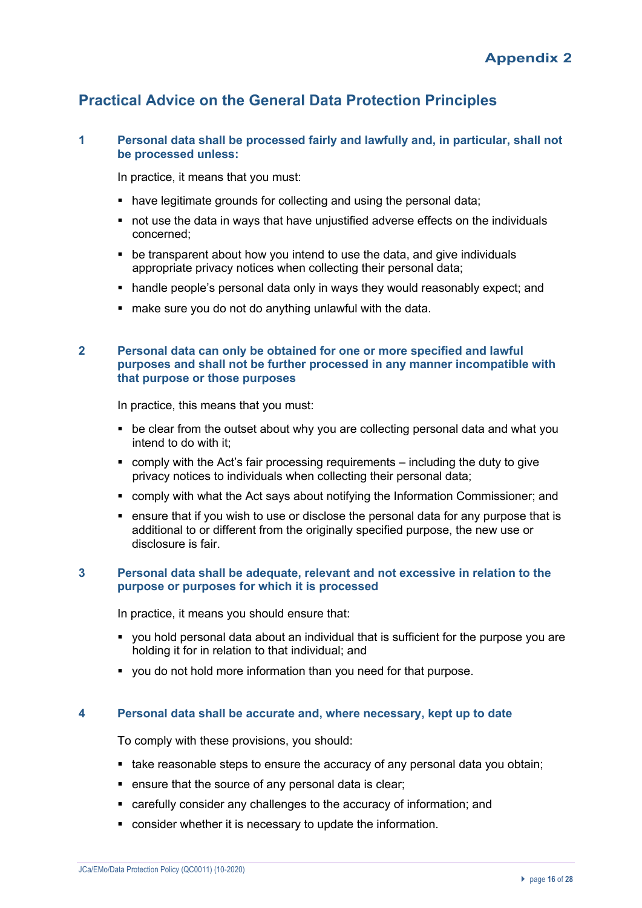# Appendix 2

## Practical Advice on the General Data Protection Principles

### 1 Personal data shall be processed fairly and lawfully and, in particular, shall not be processed unless:

In practice, it means that you must:

- have legitimate grounds for collecting and using the personal data;
- not use the data in ways that have unjustified adverse effects on the individuals concerned;
- be transparent about how you intend to use the data, and give individuals appropriate privacy notices when collecting their personal data;
- handle people's personal data only in ways they would reasonably expect; and
- make sure you do not do anything unlawful with the data.

### 2 Personal data can only be obtained for one or more specified and lawful purposes and shall not be further processed in any manner incompatible with that purpose or those purposes

In practice, this means that you must:

- be clear from the outset about why you are collecting personal data and what you intend to do with it;
- comply with the Act's fair processing requirements – including the duty to give privacy notices to individuals when collecting their personal data;
- comply with what the Act says about notifying the Information Commissioner; and
- ensure that if you wish to use or disclose the personal data for any purpose that is additional to or different from the originally specified purpose, the new use or disclosure is fair.

### 3 Personal data shall be adequate, relevant and not excessive in relation to the purpose or purposes for which it is processed

In practice, it means you should ensure that:

- you hold personal data about an individual that is sufficient for the purpose you are holding it for in relation to that individual; and
- you do not hold more information than you need for that purpose.

### 4 Personal data shall be accurate and, where necessary, kept up to date

To comply with these provisions, you should:

- take reasonable steps to ensure the accuracy of any personal data you obtain;
- ensure that the source of any personal data is clear;
- carefully consider any challenges to the accuracy of information; and
- consider whether it is necessary to update the information.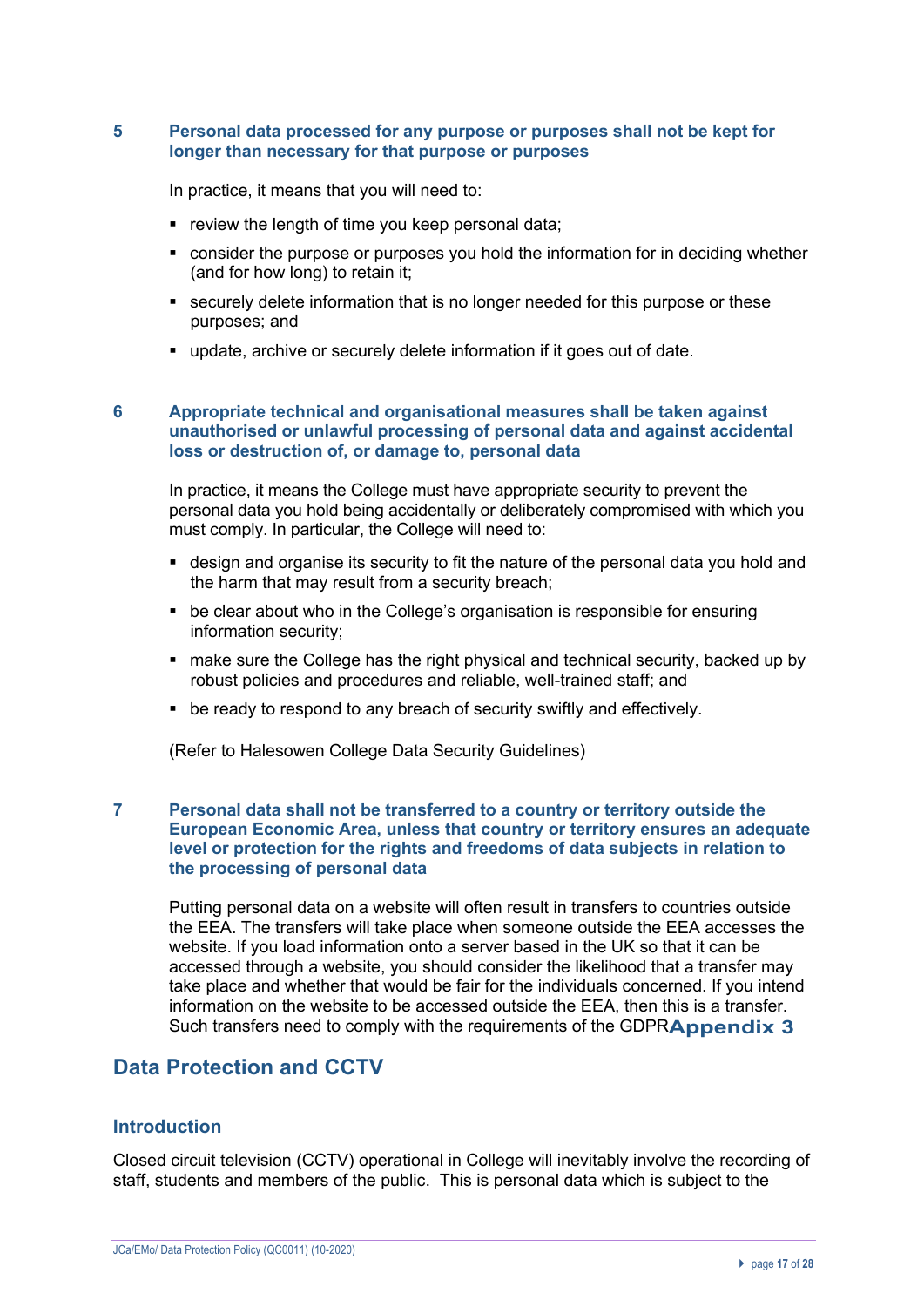### 5 Personal data processed for any purpose or purposes shall not be kept for longer than necessary for that purpose or purposes

In practice, it means that you will need to:

- review the length of time you keep personal data;
- consider the purpose or purposes you hold the information for in deciding whether (and for how long) to retain it;
- securely delete information that is no longer needed for this purpose or these purposes; and
- update, archive or securely delete information if it goes out of date.

### 6 Appropriate technical and organisational measures shall be taken against unauthorised or unlawful processing of personal data and against accidental loss or destruction of, or damage to, personal data

In practice, it means the College must have appropriate security to prevent the personal data you hold being accidentally or deliberately compromised with which you must comply. In particular, the College will need to:

- design and organise its security to fit the nature of the personal data you hold and the harm that may result from a security breach;
- be clear about who in the College's organisation is responsible for ensuring information security;
- make sure the College has the right physical and technical security, backed up by robust policies and procedures and reliable, well-trained staff; and
- be ready to respond to any breach of security swiftly and effectively.

(Refer to Halesowen College Data Security Guidelines)

### 7 Personal data shall not be transferred to a country or territory outside the European Economic Area, unless that country or territory ensures an adequate level or protection for the rights and freedoms of data subjects in relation to the processing of personal data

Putting personal data on a website will often result in transfers to countries outside the EEA. The transfers will take place when someone outside the EEA accesses the website. If you load information onto a server based in the UK so that it can be accessed through a website, you should consider the likelihood that a transfer may take place and whether that would be fair for the individuals concerned. If you intend information on the website to be accessed outside the EEA, then this is a transfer. Such transfers need to comply with the requirements of the GDPR

# Appendix 3

## Data Protection and CCTV

### Introduction

Closed circuit television (CCTV) operational in College will inevitably involve the recording of staff, students and members of the public. This is personal data which is subject to the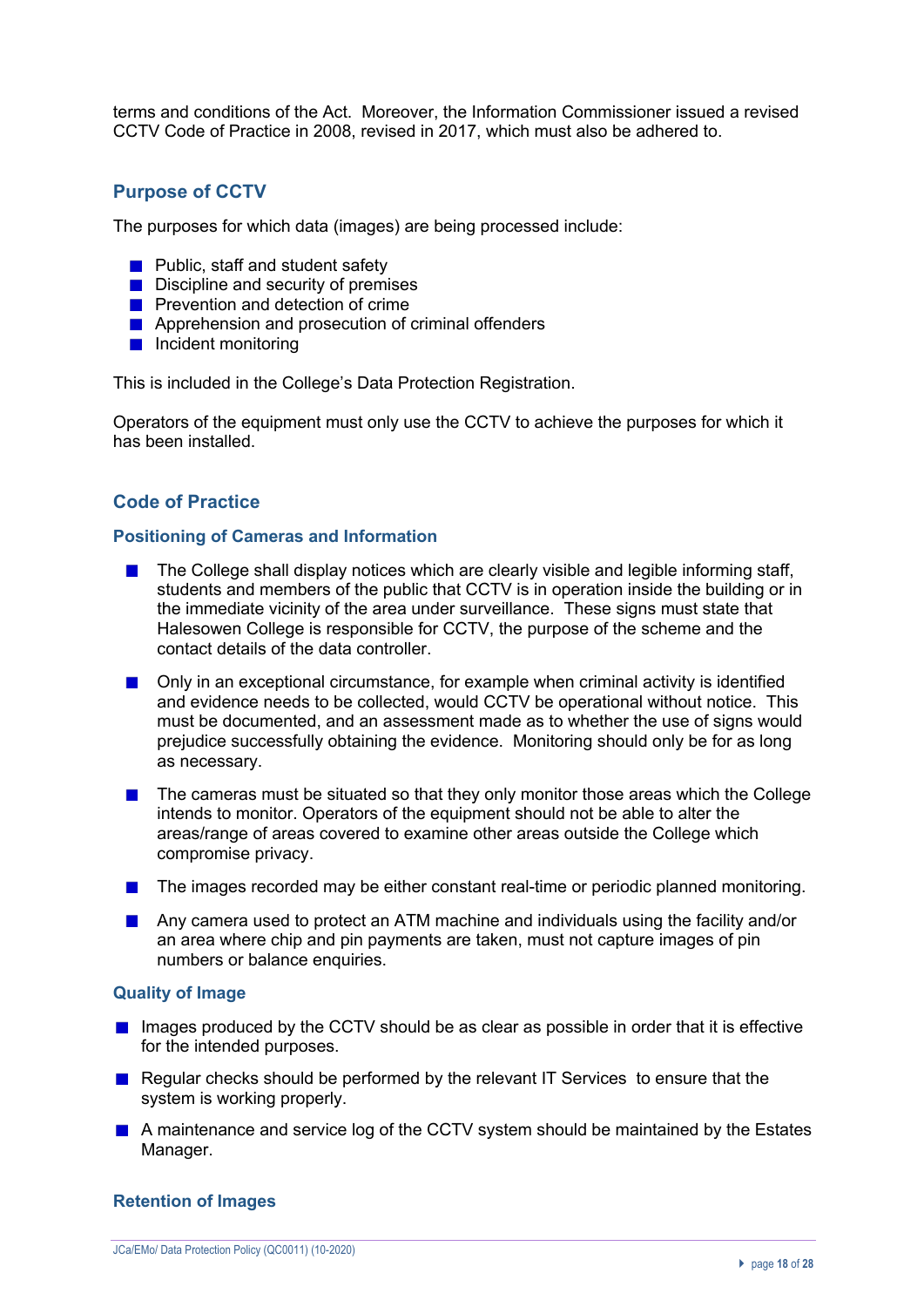terms and conditions of the Act. Moreover, the Information Commissioner issued a revised CCTV Code of Practice in 2008, revised in 2017, which must also be adhered to.

## Purpose of CCTV

The purposes for which data (images) are being processed include:

- Public, staff and student safety
- Discipline and security of premises
- Prevention and detection of crime
- Apprehension and prosecution of criminal offenders
- Incident monitoring

This is included in the College's Data Protection Registration.

Operators of the equipment must only use the CCTV to achieve the purposes for which it has been installed.

## Code of Practice

### Positioning of Cameras and Information

- The College shall display notices which are clearly visible and legible informing staff, students and members of the public that CCTV is in operation inside the building or in the immediate vicinity of the area under surveillance. These signs must state that Halesowen College is responsible for CCTV, the purpose of the scheme and the contact details of the data controller.

- Only in an exceptional circumstance, for example when criminal activity is identified and evidence needs to be collected, would CCTV be operational without notice. This must be documented, and an assessment made as to whether the use of signs would prejudice successfully obtaining the evidence. Monitoring should only be for as long as necessary.

- The cameras must be situated so that they only monitor those areas which the College intends to monitor. Operators of the equipment should not be able to alter the areas/range of areas covered to examine other areas outside the College which compromise privacy.

- The images recorded may be either constant real-time or periodic planned monitoring.

- Any camera used to protect an ATM machine and individuals using the facility and/or an area where chip and pin payments are taken, must not capture images of pin numbers or balance enquiries.

### Quality of Image

- Images produced by the CCTV should be as clear as possible in order that it is effective for the intended purposes.

- Regular checks should be performed by the relevant IT Services to ensure that the system is working properly.

- A maintenance and service log of the CCTV system should be maintained by the Estates Manager.

### Retention of Images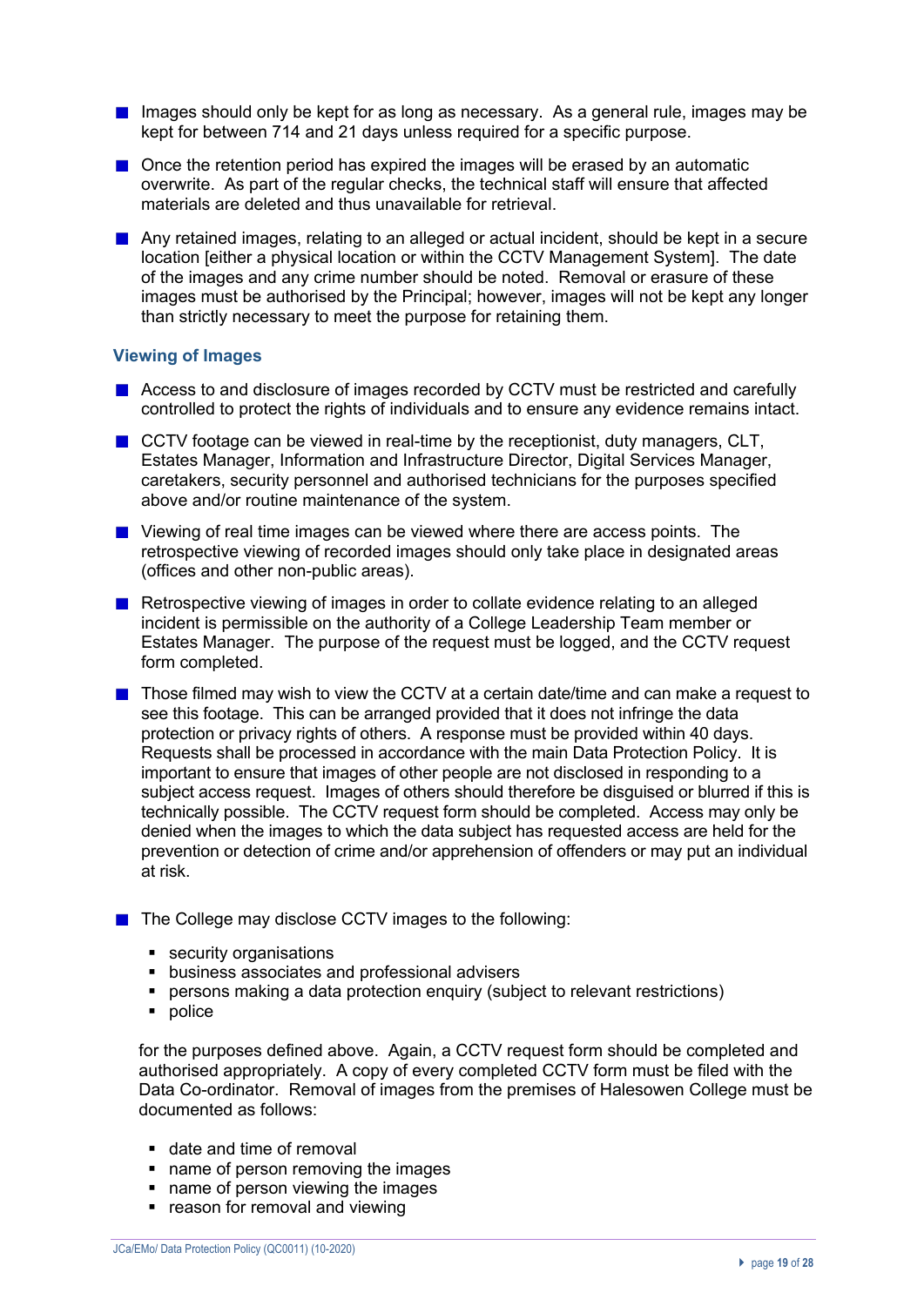- Images should only be kept for as long as necessary. As a general rule, images may be kept for between 714 and 21 days unless required for a specific purpose.

- Once the retention period has expired the images will be erased by an automatic overwrite. As part of the regular checks, the technical staff will ensure that affected materials are deleted and thus unavailable for retrieval.

- Any retained images, relating to an alleged or actual incident, should be kept in a secure location [either a physical location or within the CCTV Management System]. The date of the images and any crime number should be noted. Removal or erasure of these images must be authorised by the Principal; however, images will not be kept any longer than strictly necessary to meet the purpose for retaining them.

### Viewing of Images

- Access to and disclosure of images recorded by CCTV must be restricted and carefully controlled to protect the rights of individuals and to ensure any evidence remains intact.

- CCTV footage can be viewed in real-time by the receptionist, duty managers, CLT, Estates Manager, Information and Infrastructure Director, Digital Services Manager, caretakers, security personnel and authorised technicians for the purposes specified above and/or routine maintenance of the system.

- Viewing of real time images can be viewed where there are access points. The retrospective viewing of recorded images should only take place in designated areas (offices and other non-public areas).

- Retrospective viewing of images in order to collate evidence relating to an alleged incident is permissible on the authority of a College Leadership Team member or Estates Manager. The purpose of the request must be logged, and the CCTV request form completed.

- Those filmed may wish to view the CCTV at a certain date/time and can make a request to see this footage. This can be arranged provided that it does not infringe the data protection or privacy rights of others. A response must be provided within 40 days. Requests shall be processed in accordance with the main Data Protection Policy. It is important to ensure that images of other people are not disclosed in responding to a subject access request. Images of others should therefore be disguised or blurred if this is technically possible. The CCTV request form should be completed. Access may only be denied when the images to which the data subject has requested access are held for the prevention or detection of crime and/or apprehension of offenders or may put an individual at risk.

- The College may disclose CCTV images to the following:

  - security organisations
  - business associates and professional advisers
  - persons making a data protection enquiry (subject to relevant restrictions)
  - police

  for the purposes defined above. Again, a CCTV request form should be completed and authorised appropriately. A copy of every completed CCTV form must be filed with the Data Co-ordinator. Removal of images from the premises of Halesowen College must be documented as follows:

  - date and time of removal
  - name of person removing the images
  - name of person viewing the images
  - reason for removal and viewing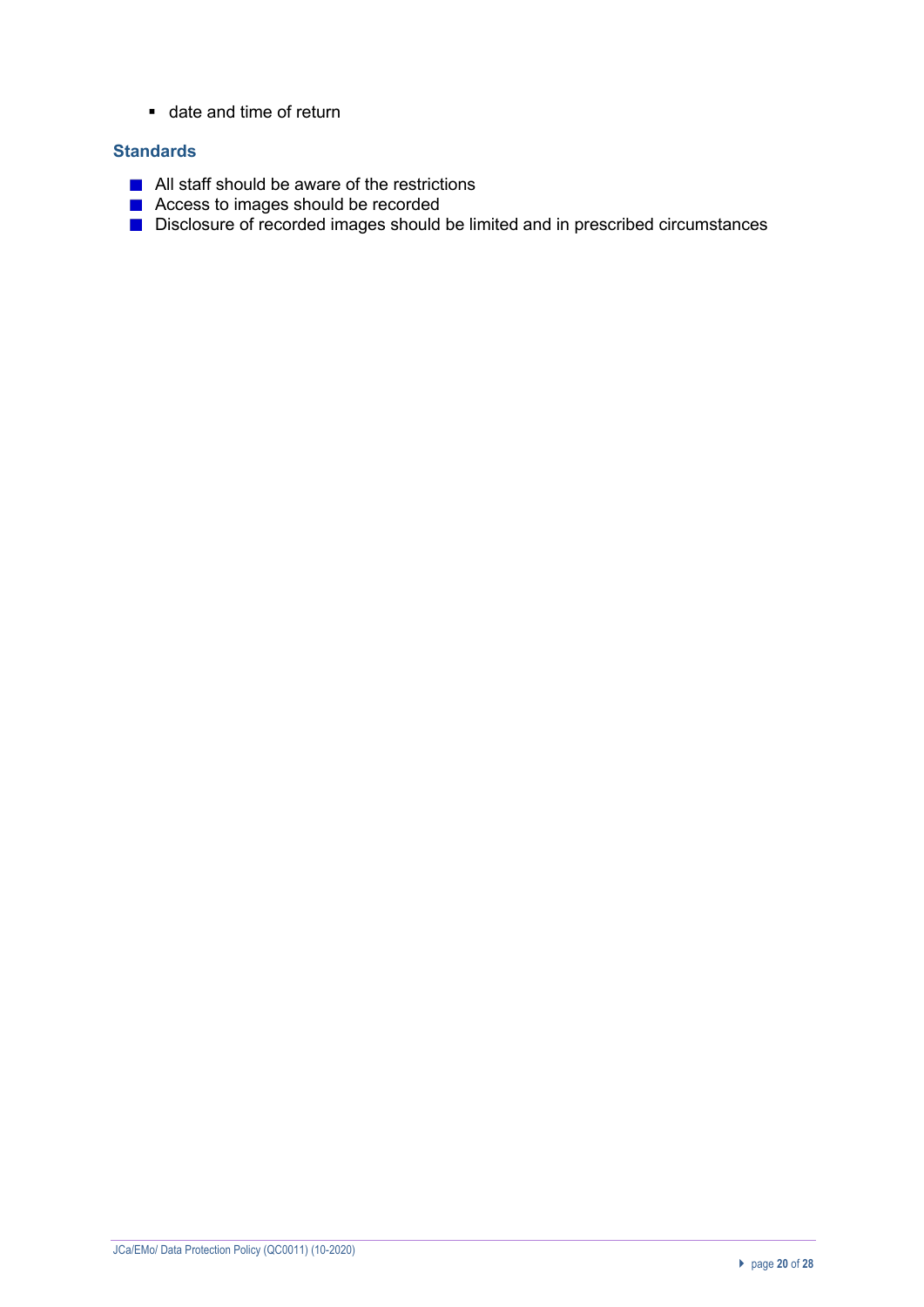- date and time of return

### Standards

- All staff should be aware of the restrictions
- Access to images should be recorded
- Disclosure of recorded images should be limited and in prescribed circumstances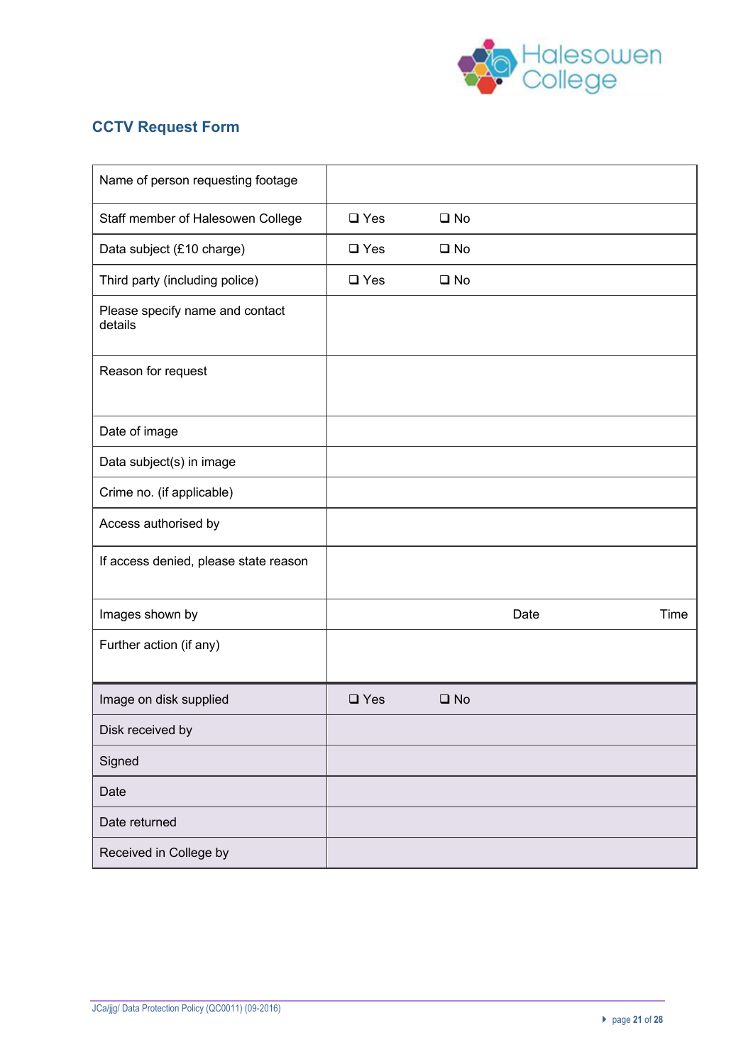## CCTV Request Form

| | | | |
|---|---|---|---|
| Name of person requesting footage | | | |
| Staff member of Halesowen College | ❑ Yes | ❑ No | |
| Data subject (£10 charge) | ❑ Yes | ❑ No | |
| Third party (including police) | ❑ Yes | ❑ No | |
| Please specify name and contact details | | | |
| Reason for request | | | |
| Date of image | | | |
| Data subject(s) in image | | | |
| Crime no. (if applicable) | | | |
| Access authorised by | | | |
| If access denied, please state reason | | | |
| Images shown by | | Date | Time |
| Further action (if any) | | | |
| Image on disk supplied | ❑ Yes | ❑ No | |
| Disk received by | | | |
| Signed | | | |
| Date | | | |
| Date returned | | | |
| Received in College by | | | |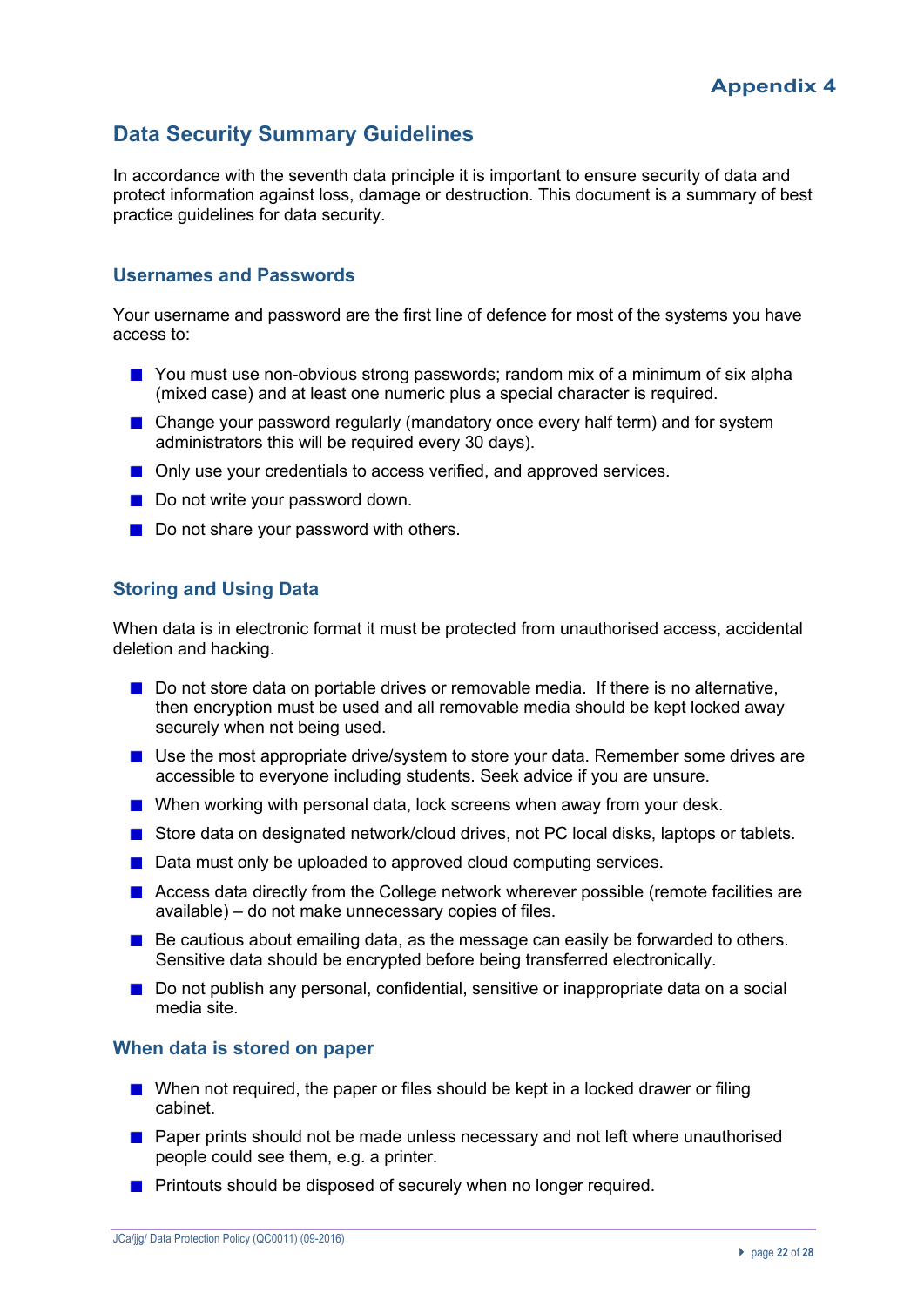**Appendix 4**

## Data Security Summary Guidelines

In accordance with the seventh data principle it is important to ensure security of data and protect information against loss, damage or destruction. This document is a summary of best practice guidelines for data security.

### Usernames and Passwords

Your username and password are the first line of defence for most of the systems you have access to:

- You must use non-obvious strong passwords; random mix of a minimum of six alpha (mixed case) and at least one numeric plus a special character is required.
- Change your password regularly (mandatory once every half term) and for system administrators this will be required every 30 days).
- Only use your credentials to access verified, and approved services.
- Do not write your password down.
- Do not share your password with others.

### Storing and Using Data

When data is in electronic format it must be protected from unauthorised access, accidental deletion and hacking.

- Do not store data on portable drives or removable media. If there is no alternative, then encryption must be used and all removable media should be kept locked away securely when not being used.
- Use the most appropriate drive/system to store your data. Remember some drives are accessible to everyone including students. Seek advice if you are unsure.
- When working with personal data, lock screens when away from your desk.
- Store data on designated network/cloud drives, not PC local disks, laptops or tablets.
- Data must only be uploaded to approved cloud computing services.
- Access data directly from the College network wherever possible (remote facilities are available) – do not make unnecessary copies of files.
- Be cautious about emailing data, as the message can easily be forwarded to others. Sensitive data should be encrypted before being transferred electronically.
- Do not publish any personal, confidential, sensitive or inappropriate data on a social media site.

### When data is stored on paper

- When not required, the paper or files should be kept in a locked drawer or filing cabinet.
- Paper prints should not be made unless necessary and not left where unauthorised people could see them, e.g. a printer.
- Printouts should be disposed of securely when no longer required.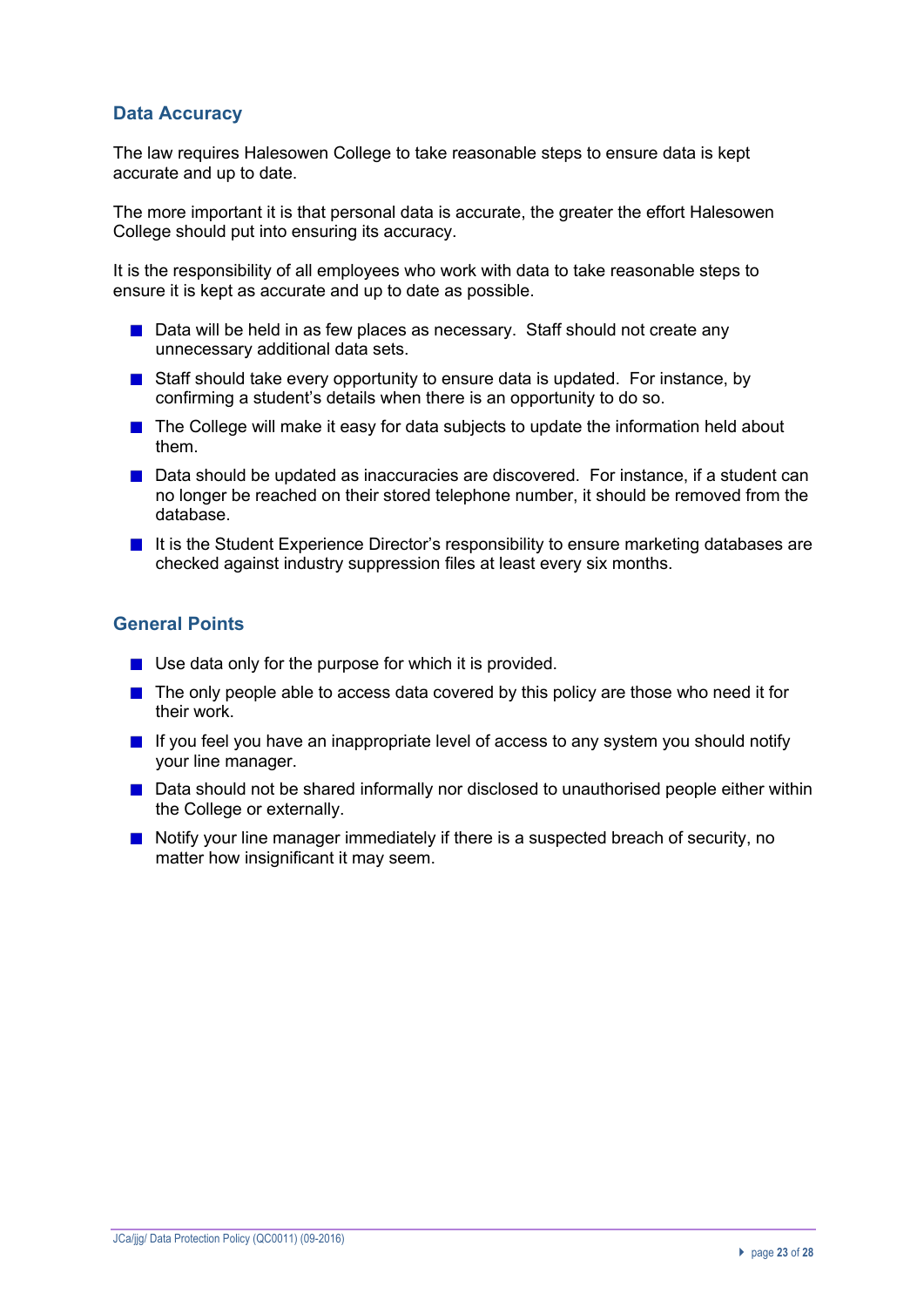## Data Accuracy

The law requires Halesowen College to take reasonable steps to ensure data is kept accurate and up to date.

The more important it is that personal data is accurate, the greater the effort Halesowen College should put into ensuring its accuracy.

It is the responsibility of all employees who work with data to take reasonable steps to ensure it is kept as accurate and up to date as possible.

- Data will be held in as few places as necessary. Staff should not create any unnecessary additional data sets.
- Staff should take every opportunity to ensure data is updated. For instance, by confirming a student's details when there is an opportunity to do so.
- The College will make it easy for data subjects to update the information held about them.
- Data should be updated as inaccuracies are discovered. For instance, if a student can no longer be reached on their stored telephone number, it should be removed from the database.
- It is the Student Experience Director's responsibility to ensure marketing databases are checked against industry suppression files at least every six months.

## General Points

- Use data only for the purpose for which it is provided.
- The only people able to access data covered by this policy are those who need it for their work.
- If you feel you have an inappropriate level of access to any system you should notify your line manager.
- Data should not be shared informally nor disclosed to unauthorised people either within the College or externally.
- Notify your line manager immediately if there is a suspected breach of security, no matter how insignificant it may seem.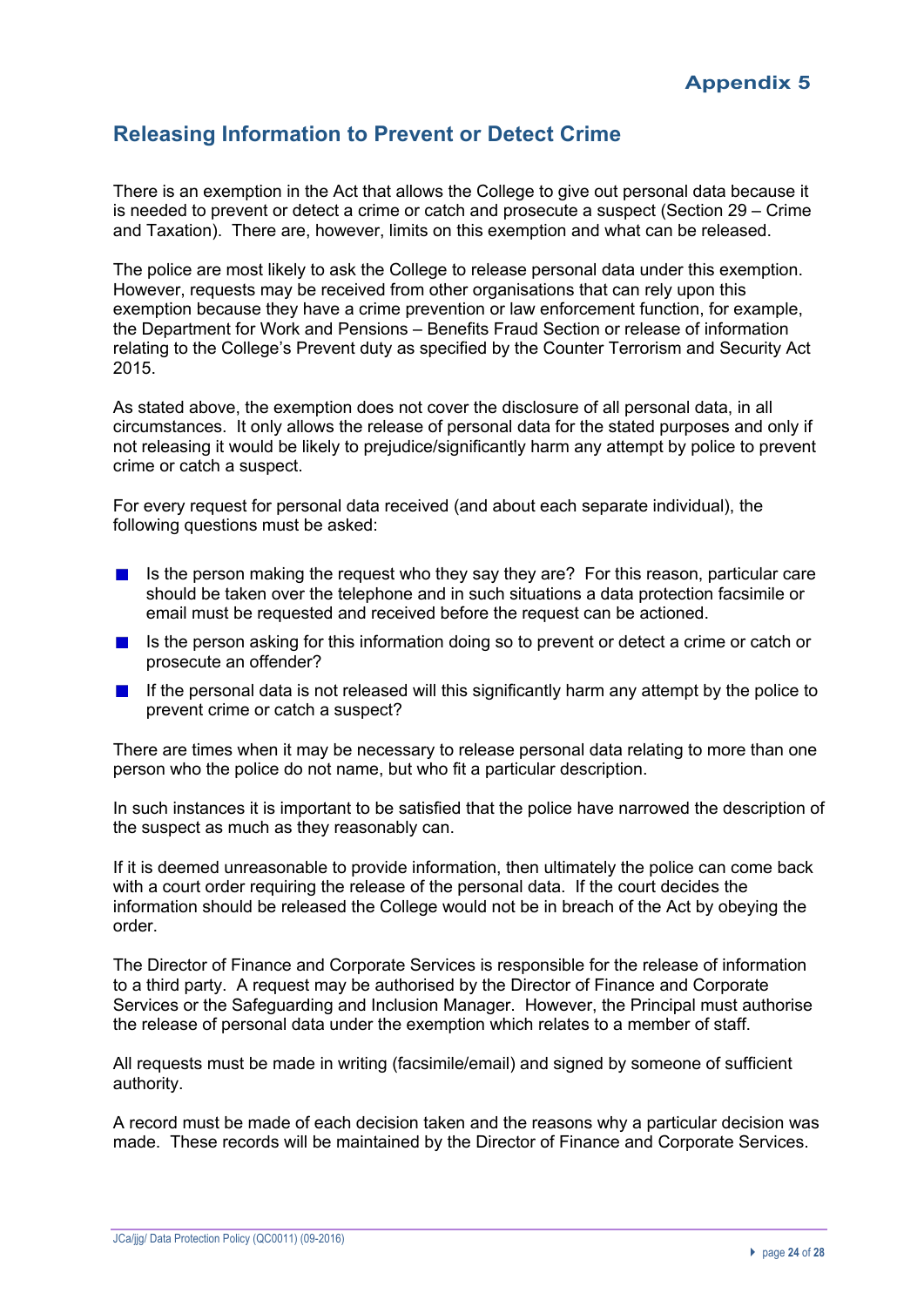**Appendix 5**

## Releasing Information to Prevent or Detect Crime

There is an exemption in the Act that allows the College to give out personal data because it is needed to prevent or detect a crime or catch and prosecute a suspect (Section 29 – Crime and Taxation). There are, however, limits on this exemption and what can be released.

The police are most likely to ask the College to release personal data under this exemption. However, requests may be received from other organisations that can rely upon this exemption because they have a crime prevention or law enforcement function, for example, the Department for Work and Pensions – Benefits Fraud Section or release of information relating to the College's Prevent duty as specified by the Counter Terrorism and Security Act 2015.

As stated above, the exemption does not cover the disclosure of all personal data, in all circumstances. It only allows the release of personal data for the stated purposes and only if not releasing it would be likely to prejudice/significantly harm any attempt by police to prevent crime or catch a suspect.

For every request for personal data received (and about each separate individual), the following questions must be asked:

- Is the person making the request who they say they are? For this reason, particular care should be taken over the telephone and in such situations a data protection facsimile or email must be requested and received before the request can be actioned.
- Is the person asking for this information doing so to prevent or detect a crime or catch or prosecute an offender?
- If the personal data is not released will this significantly harm any attempt by the police to prevent crime or catch a suspect?

There are times when it may be necessary to release personal data relating to more than one person who the police do not name, but who fit a particular description.

In such instances it is important to be satisfied that the police have narrowed the description of the suspect as much as they reasonably can.

If it is deemed unreasonable to provide information, then ultimately the police can come back with a court order requiring the release of the personal data. If the court decides the information should be released the College would not be in breach of the Act by obeying the order.

The Director of Finance and Corporate Services is responsible for the release of information to a third party. A request may be authorised by the Director of Finance and Corporate Services or the Safeguarding and Inclusion Manager. However, the Principal must authorise the release of personal data under the exemption which relates to a member of staff.

All requests must be made in writing (facsimile/email) and signed by someone of sufficient authority.

A record must be made of each decision taken and the reasons why a particular decision was made. These records will be maintained by the Director of Finance and Corporate Services.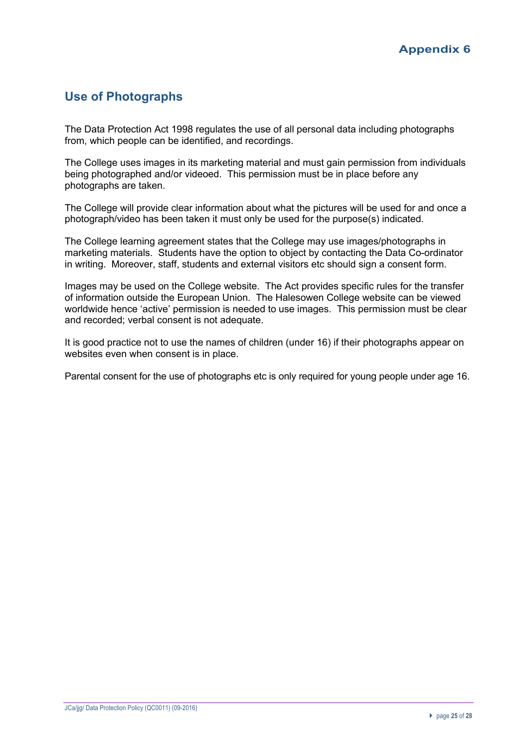## Appendix 6

# Use of Photographs

The Data Protection Act 1998 regulates the use of all personal data including photographs from, which people can be identified, and recordings.

The College uses images in its marketing material and must gain permission from individuals being photographed and/or videoed. This permission must be in place before any photographs are taken.

The College will provide clear information about what the pictures will be used for and once a photograph/video has been taken it must only be used for the purpose(s) indicated.

The College learning agreement states that the College may use images/photographs in marketing materials. Students have the option to object by contacting the Data Co-ordinator in writing. Moreover, staff, students and external visitors etc should sign a consent form.

Images may be used on the College website. The Act provides specific rules for the transfer of information outside the European Union. The Halesowen College website can be viewed worldwide hence 'active' permission is needed to use images. This permission must be clear and recorded; verbal consent is not adequate.

It is good practice not to use the names of children (under 16) if their photographs appear on websites even when consent is in place.

Parental consent for the use of photographs etc is only required for young people under age 16.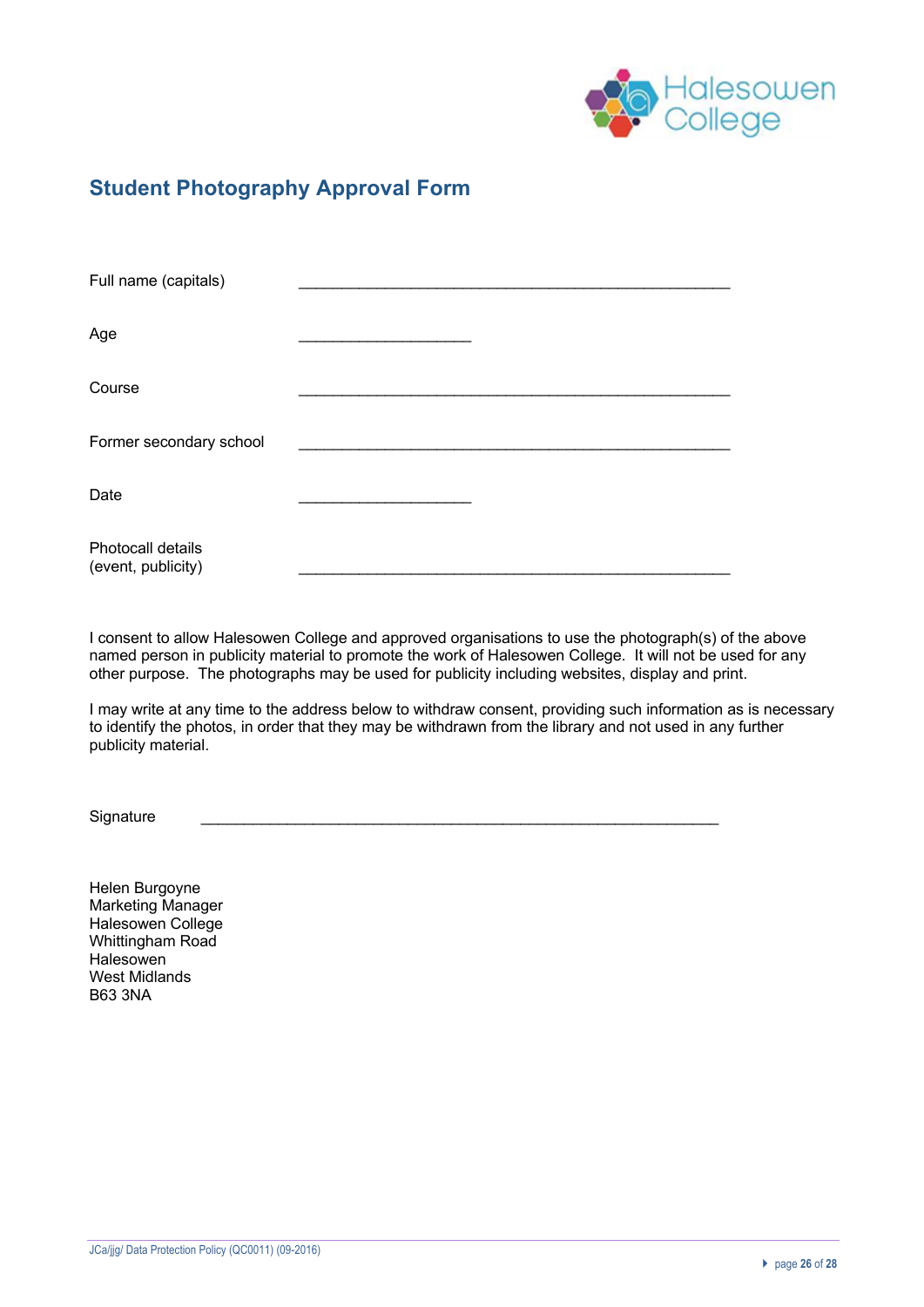## Student Photography Approval Form

Full name (capitals) ____________________________________________________

Age ____________________

Course ____________________________________________________

Former secondary school ____________________________________________________

Date ____________________

Photocall details (event, publicity) ____________________________________________________

I consent to allow Halesowen College and approved organisations to use the photograph(s) of the above named person in publicity material to promote the work of Halesowen College. It will not be used for any other purpose. The photographs may be used for publicity including websites, display and print.

I may write at any time to the address below to withdraw consent, providing such information as is necessary to identify the photos, in order that they may be withdrawn from the library and not used in any further publicity material.

Signature ____________________________________________________________

Helen Burgoyne
Marketing Manager
Halesowen College
Whittingham Road
Halesowen
West Midlands
B63 3NA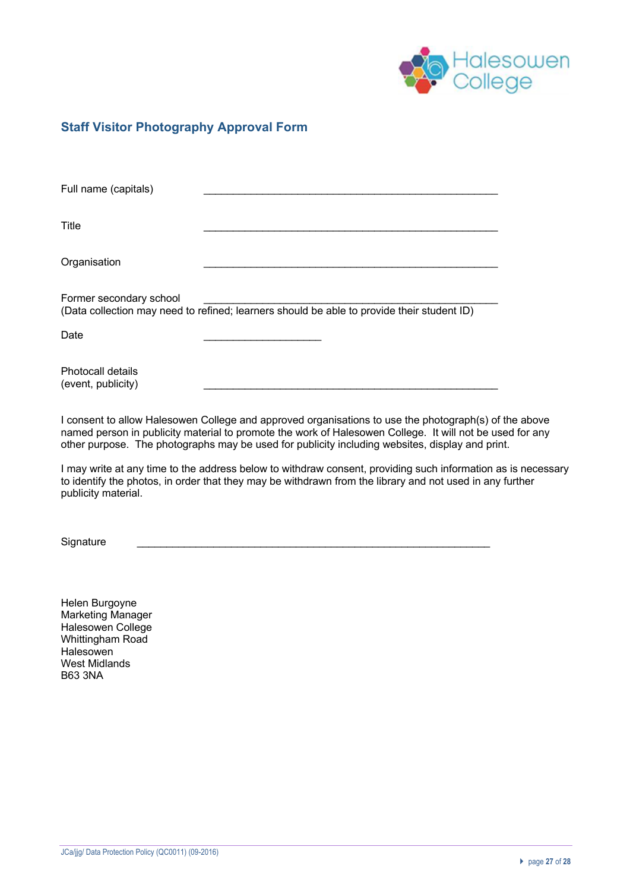## Staff Visitor Photography Approval Form

Full name (capitals) ________________________________________________

Title ________________________________________________

Organisation ________________________________________________

Former secondary school ________________________________________________
(Data collection may need to refined; learners should be able to provide their student ID)

Date ____________________

Photocall details
(event, publicity) ________________________________________________

I consent to allow Halesowen College and approved organisations to use the photograph(s) of the above named person in publicity material to promote the work of Halesowen College. It will not be used for any other purpose. The photographs may be used for publicity including websites, display and print.

I may write at any time to the address below to withdraw consent, providing such information as is necessary to identify the photos, in order that they may be withdrawn from the library and not used in any further publicity material.

Signature ____________________________________________________________

Helen Burgoyne
Marketing Manager
Halesowen College
Whittingham Road
Halesowen
West Midlands
B63 3NA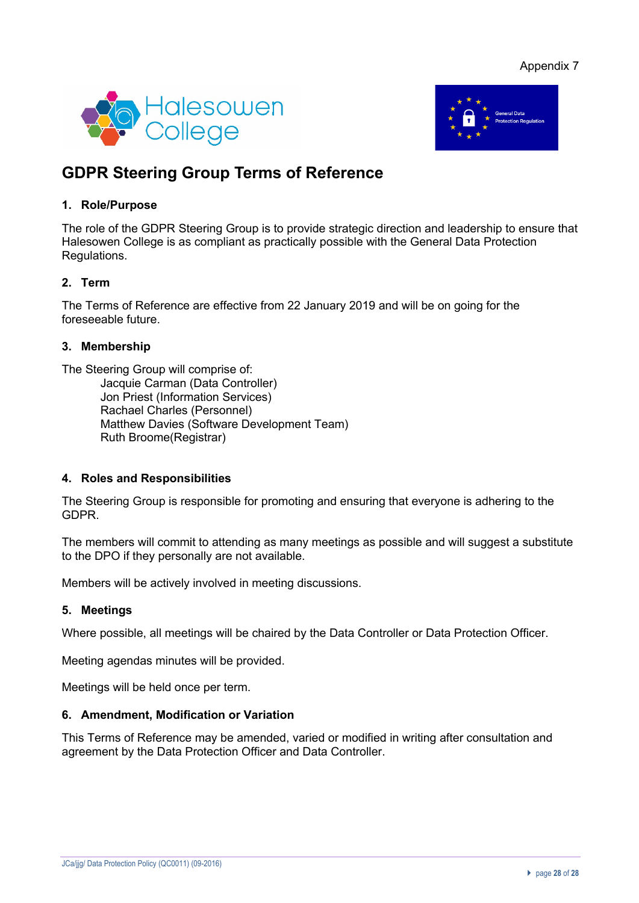Appendix 7

# GDPR Steering Group Terms of Reference

## 1. Role/Purpose

The role of the GDPR Steering Group is to provide strategic direction and leadership to ensure that Halesowen College is as compliant as practically possible with the General Data Protection Regulations.

## 2. Term

The Terms of Reference are effective from 22 January 2019 and will be on going for the foreseeable future.

## 3. Membership

The Steering Group will comprise of:

- Jacquie Carman (Data Controller)
- Jon Priest (Information Services)
- Rachael Charles (Personnel)
- Matthew Davies (Software Development Team)
- Ruth Broome(Registrar)

## 4. Roles and Responsibilities

The Steering Group is responsible for promoting and ensuring that everyone is adhering to the GDPR.

The members will commit to attending as many meetings as possible and will suggest a substitute to the DPO if they personally are not available.

Members will be actively involved in meeting discussions.

## 5. Meetings

Where possible, all meetings will be chaired by the Data Controller or Data Protection Officer.

Meeting agendas minutes will be provided.

Meetings will be held once per term.

## 6. Amendment, Modification or Variation

This Terms of Reference may be amended, varied or modified in writing after consultation and agreement by the Data Protection Officer and Data Controller.